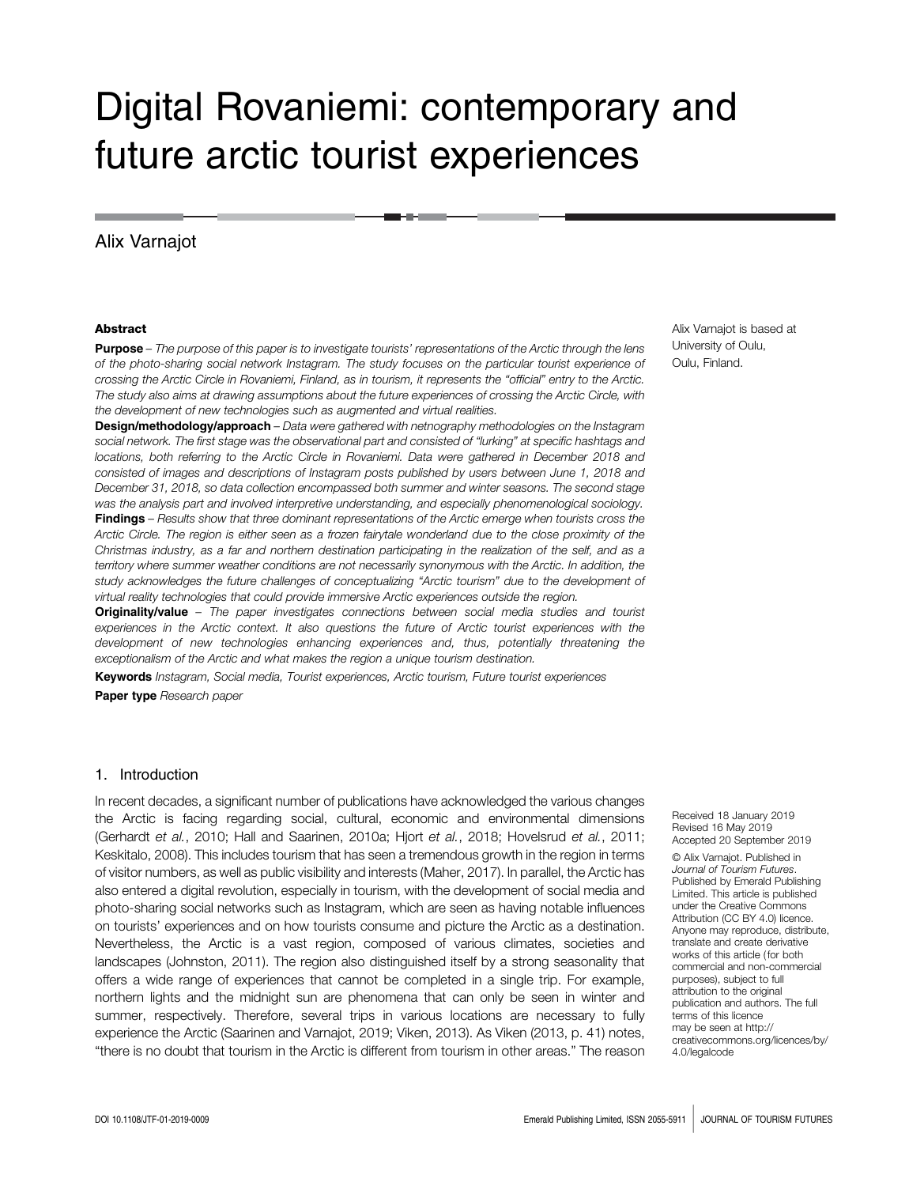# Digital Rovaniemi: contemporary and future arctic tourist experiences

Alix Varnajot

Alix Varnajot is based at University of Oulu, Oulu, Finland.

## Abstract

**Purpose** – *The purpose of this paper is to investigate tourists' representations of the Arctic through the lens of the photo-sharing social network Instagram. The study focuses on the particular tourist experience of crossing the Arctic Circle in Rovaniemi, Finland, as in tourism, it represents the "official" entry to the Arctic. The study also aims at drawing assumptions about the future experiences of crossing the Arctic Circle, with the development of new technologies such as augmented and virtual realities.*

**Design/methodology/approach** – *Data were gathered with netnography methodologies on the Instagram social network. The first stage was the observational part and consisted of "lurking" at specific hashtags and locations, both referring to the Arctic Circle in Rovaniemi. Data were gathered in December 2018 and consisted of images and descriptions of Instagram posts published by users between June 1, 2018 and December 31, 2018, so data collection encompassed both summer and winter seasons. The second stage was the analysis part and involved interpretive understanding, and especially phenomenological sociology.*

**Findings** – *Results show that three dominant representations of the Arctic emerge when tourists cross the Arctic Circle. The region is either seen as a frozen fairytale wonderland due to the close proximity of the Christmas industry, as a far and northern destination participating in the realization of the self, and as a territory where summer weather conditions are not necessarily synonymous with the Arctic. In addition, the study acknowledges the future challenges of conceptualizing "Arctic tourism" due to the development of virtual reality technologies that could provide immersive Arctic experiences outside the region.*

**Originality/value** – *The paper investigates connections between social media studies and tourist experiences in the Arctic context. It also questions the future of Arctic tourist experiences with the development of new technologies enhancing experiences and, thus, potentially threatening the exceptionalism of the Arctic and what makes the region a unique tourism destination.*

**Keywords** *Instagram, Social media, Tourist experiences, Arctic tourism, Future tourist experiences*

**Paper type** *Research paper*

## 1. Introduction

In recent decades, a significant number of publications have acknowledged the various changes the Arctic is facing regarding social, cultural, economic and environmental dimensions (Gerhardt *et al.*, 2010; Hall and Saarinen, 2010a; Hjort *et al.*, 2018; Hovelsrud *et al.*, 2011; Keskitalo, 2008). This includes tourism that has seen a tremendous growth in the region in terms of visitor numbers, as well as public visibility and interests (Maher, 2017). In parallel, the Arctic has also entered a digital revolution, especially in tourism, with the development of social media and photo-sharing social networks such as Instagram, which are seen as having notable influences on tourists' experiences and on how tourists consume and picture the Arctic as a destination. Nevertheless, the Arctic is a vast region, composed of various climates, societies and landscapes (Johnston, 2011). The region also distinguished itself by a strong seasonality that offers a wide range of experiences that cannot be completed in a single trip. For example, northern lights and the midnight sun are phenomena that can only be seen in winter and summer, respectively. Therefore, several trips in various locations are necessary to fully experience the Arctic (Saarinen and Varnajot, 2019; Viken, 2013). As Viken (2013, p. 41) notes, "there is no doubt that tourism in the Arctic is different from tourism in other areas." The reason

Received 18 January 2019
Revised 16 May 2019
Accepted 20 September 2019

© Alix Varnajot. Published in *Journal of Tourism Futures*. Published by Emerald Publishing Limited. This article is published under the Creative Commons Attribution (CC BY 4.0) licence. Anyone may reproduce, distribute, translate and create derivative works of this article (for both commercial and non-commercial purposes), subject to full attribution to the original publication and authors. The full terms of this licence may be seen at http://creativecommons.org/licences/by/4.0/legalcode

DOI 10.1108/JTF-01-2019-0009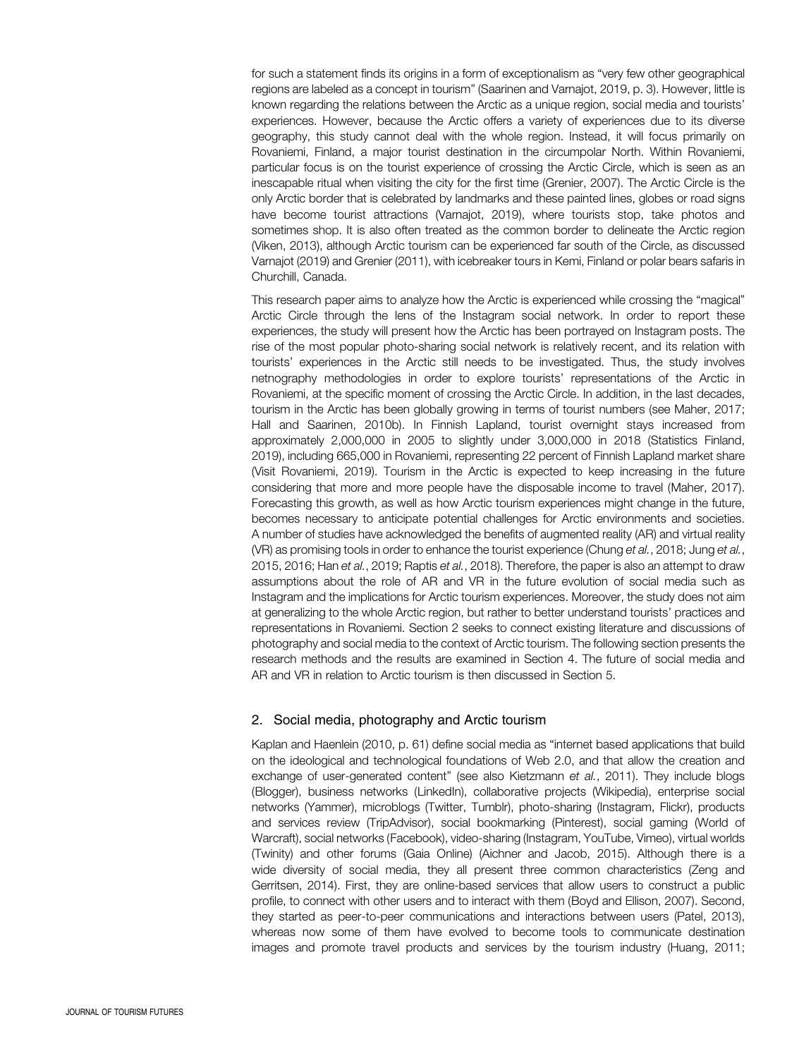for such a statement finds its origins in a form of exceptionalism as "very few other geographical regions are labeled as a concept in tourism" (Saarinen and Varnajot, 2019, p. 3). However, little is known regarding the relations between the Arctic as a unique region, social media and tourists' experiences. However, because the Arctic offers a variety of experiences due to its diverse geography, this study cannot deal with the whole region. Instead, it will focus primarily on Rovaniemi, Finland, a major tourist destination in the circumpolar North. Within Rovaniemi, particular focus is on the tourist experience of crossing the Arctic Circle, which is seen as an inescapable ritual when visiting the city for the first time (Grenier, 2007). The Arctic Circle is the only Arctic border that is celebrated by landmarks and these painted lines, globes or road signs have become tourist attractions (Varnajot, 2019), where tourists stop, take photos and sometimes shop. It is also often treated as the common border to delineate the Arctic region (Viken, 2013), although Arctic tourism can be experienced far south of the Circle, as discussed Varnajot (2019) and Grenier (2011), with icebreaker tours in Kemi, Finland or polar bears safaris in Churchill, Canada.

This research paper aims to analyze how the Arctic is experienced while crossing the "magical" Arctic Circle through the lens of the Instagram social network. In order to report these experiences, the study will present how the Arctic has been portrayed on Instagram posts. The rise of the most popular photo-sharing social network is relatively recent, and its relation with tourists' experiences in the Arctic still needs to be investigated. Thus, the study involves netnography methodologies in order to explore tourists' representations of the Arctic in Rovaniemi, at the specific moment of crossing the Arctic Circle. In addition, in the last decades, tourism in the Arctic has been globally growing in terms of tourist numbers (see Maher, 2017; Hall and Saarinen, 2010b). In Finnish Lapland, tourist overnight stays increased from approximately 2,000,000 in 2005 to slightly under 3,000,000 in 2018 (Statistics Finland, 2019), including 665,000 in Rovaniemi, representing 22 percent of Finnish Lapland market share (Visit Rovaniemi, 2019). Tourism in the Arctic is expected to keep increasing in the future considering that more and more people have the disposable income to travel (Maher, 2017). Forecasting this growth, as well as how Arctic tourism experiences might change in the future, becomes necessary to anticipate potential challenges for Arctic environments and societies. A number of studies have acknowledged the benefits of augmented reality (AR) and virtual reality (VR) as promising tools in order to enhance the tourist experience (Chung *et al.*, 2018; Jung *et al.*, 2015, 2016; Han *et al.*, 2019; Raptis *et al.*, 2018). Therefore, the paper is also an attempt to draw assumptions about the role of AR and VR in the future evolution of social media such as Instagram and the implications for Arctic tourism experiences. Moreover, the study does not aim at generalizing to the whole Arctic region, but rather to better understand tourists' practices and representations in Rovaniemi. Section 2 seeks to connect existing literature and discussions of photography and social media to the context of Arctic tourism. The following section presents the research methods and the results are examined in Section 4. The future of social media and AR and VR in relation to Arctic tourism is then discussed in Section 5.

## 2. Social media, photography and Arctic tourism

Kaplan and Haenlein (2010, p. 61) define social media as "internet based applications that build on the ideological and technological foundations of Web 2.0, and that allow the creation and exchange of user-generated content" (see also Kietzmann *et al.*, 2011). They include blogs (Blogger), business networks (LinkedIn), collaborative projects (Wikipedia), enterprise social networks (Yammer), microblogs (Twitter, Tumblr), photo-sharing (Instagram, Flickr), products and services review (TripAdvisor), social bookmarking (Pinterest), social gaming (World of Warcraft), social networks (Facebook), video-sharing (Instagram, YouTube, Vimeo), virtual worlds (Twinity) and other forums (Gaia Online) (Aichner and Jacob, 2015). Although there is a wide diversity of social media, they all present three common characteristics (Zeng and Gerritsen, 2014). First, they are online-based services that allow users to construct a public profile, to connect with other users and to interact with them (Boyd and Ellison, 2007). Second, they started as peer-to-peer communications and interactions between users (Patel, 2013), whereas now some of them have evolved to become tools to communicate destination images and promote travel products and services by the tourism industry (Huang, 2011;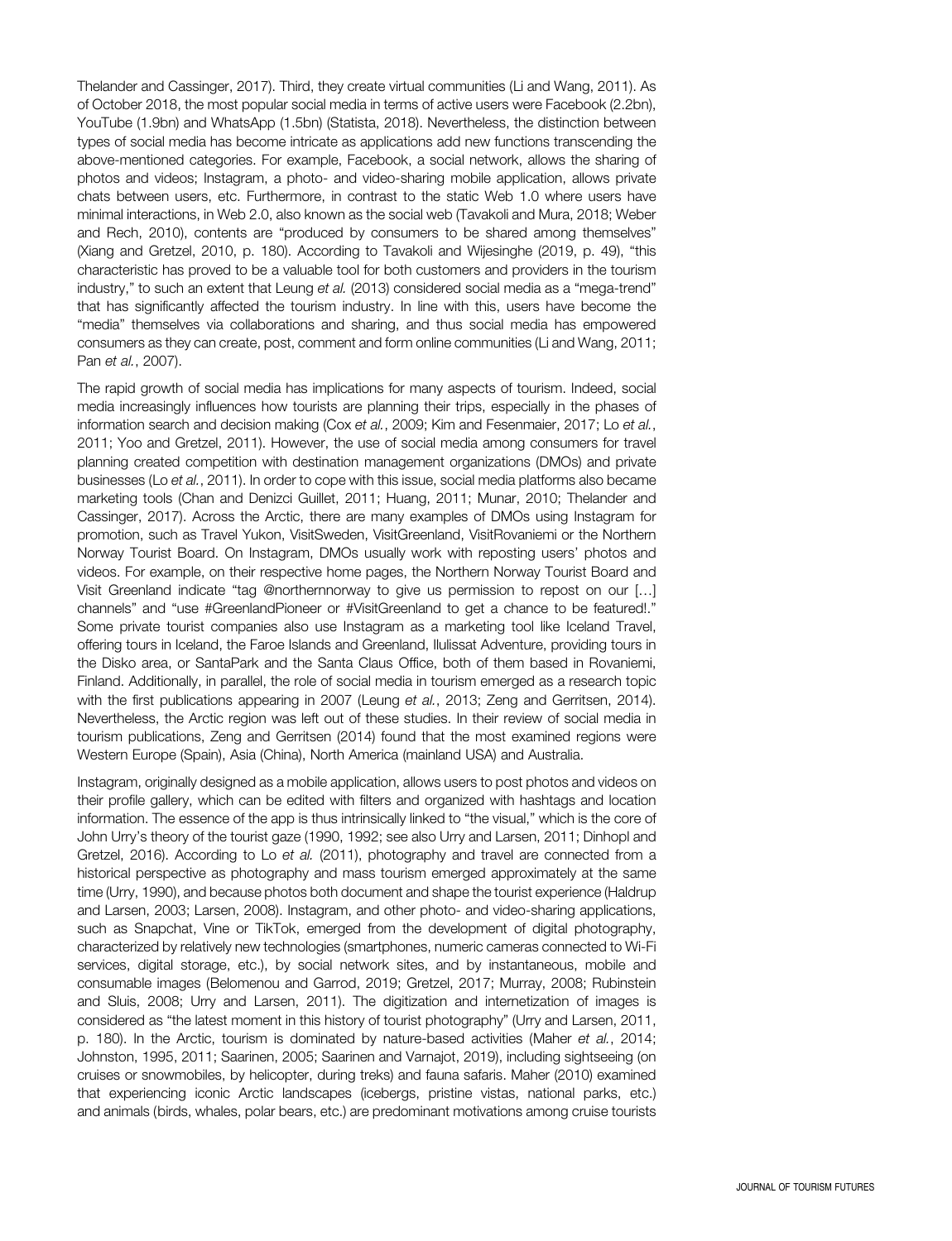Thelander and Cassinger, 2017). Third, they create virtual communities (Li and Wang, 2011). As of October 2018, the most popular social media in terms of active users were Facebook (2.2bn), YouTube (1.9bn) and WhatsApp (1.5bn) (Statista, 2018). Nevertheless, the distinction between types of social media has become intricate as applications add new functions transcending the above-mentioned categories. For example, Facebook, a social network, allows the sharing of photos and videos; Instagram, a photo- and video-sharing mobile application, allows private chats between users, etc. Furthermore, in contrast to the static Web 1.0 where users have minimal interactions, in Web 2.0, also known as the social web (Tavakoli and Mura, 2018; Weber and Rech, 2010), contents are "produced by consumers to be shared among themselves" (Xiang and Gretzel, 2010, p. 180). According to Tavakoli and Wijesinghe (2019, p. 49), "this characteristic has proved to be a valuable tool for both customers and providers in the tourism industry," to such an extent that Leung *et al.* (2013) considered social media as a "mega-trend" that has significantly affected the tourism industry. In line with this, users have become the "media" themselves via collaborations and sharing, and thus social media has empowered consumers as they can create, post, comment and form online communities (Li and Wang, 2011; Pan *et al.*, 2007).

The rapid growth of social media has implications for many aspects of tourism. Indeed, social media increasingly influences how tourists are planning their trips, especially in the phases of information search and decision making (Cox *et al.*, 2009; Kim and Fesenmaier, 2017; Lo *et al.*, 2011; Yoo and Gretzel, 2011). However, the use of social media among consumers for travel planning created competition with destination management organizations (DMOs) and private businesses (Lo *et al.*, 2011). In order to cope with this issue, social media platforms also became marketing tools (Chan and Denizci Guillet, 2011; Huang, 2011; Munar, 2010; Thelander and Cassinger, 2017). Across the Arctic, there are many examples of DMOs using Instagram for promotion, such as Travel Yukon, VisitSweden, VisitGreenland, VisitRovaniemi or the Northern Norway Tourist Board. On Instagram, DMOs usually work with reposting users' photos and videos. For example, on their respective home pages, the Northern Norway Tourist Board and Visit Greenland indicate "tag @northernnorway to give us permission to repost on our […] channels" and "use #GreenlandPioneer or #VisitGreenland to get a chance to be featured!." Some private tourist companies also use Instagram as a marketing tool like Iceland Travel, offering tours in Iceland, the Faroe Islands and Greenland, Ilulissat Adventure, providing tours in the Disko area, or SantaPark and the Santa Claus Office, both of them based in Rovaniemi, Finland. Additionally, in parallel, the role of social media in tourism emerged as a research topic with the first publications appearing in 2007 (Leung *et al.*, 2013; Zeng and Gerritsen, 2014). Nevertheless, the Arctic region was left out of these studies. In their review of social media in tourism publications, Zeng and Gerritsen (2014) found that the most examined regions were Western Europe (Spain), Asia (China), North America (mainland USA) and Australia.

Instagram, originally designed as a mobile application, allows users to post photos and videos on their profile gallery, which can be edited with filters and organized with hashtags and location information. The essence of the app is thus intrinsically linked to "the visual," which is the core of John Urry's theory of the tourist gaze (1990, 1992; see also Urry and Larsen, 2011; Dinhopl and Gretzel, 2016). According to Lo *et al.* (2011), photography and travel are connected from a historical perspective as photography and mass tourism emerged approximately at the same time (Urry, 1990), and because photos both document and shape the tourist experience (Haldrup and Larsen, 2003; Larsen, 2008). Instagram, and other photo- and video-sharing applications, such as Snapchat, Vine or TikTok, emerged from the development of digital photography, characterized by relatively new technologies (smartphones, numeric cameras connected to Wi-Fi services, digital storage, etc.), by social network sites, and by instantaneous, mobile and consumable images (Belomenou and Garrod, 2019; Gretzel, 2017; Murray, 2008; Rubinstein and Sluis, 2008; Urry and Larsen, 2011). The digitization and internetization of images is considered as "the latest moment in this history of tourist photography" (Urry and Larsen, 2011, p. 180). In the Arctic, tourism is dominated by nature-based activities (Maher *et al.*, 2014; Johnston, 1995, 2011; Saarinen, 2005; Saarinen and Varnajot, 2019), including sightseeing (on cruises or snowmobiles, by helicopter, during treks) and fauna safaris. Maher (2010) examined that experiencing iconic Arctic landscapes (icebergs, pristine vistas, national parks, etc.) and animals (birds, whales, polar bears, etc.) are predominant motivations among cruise tourists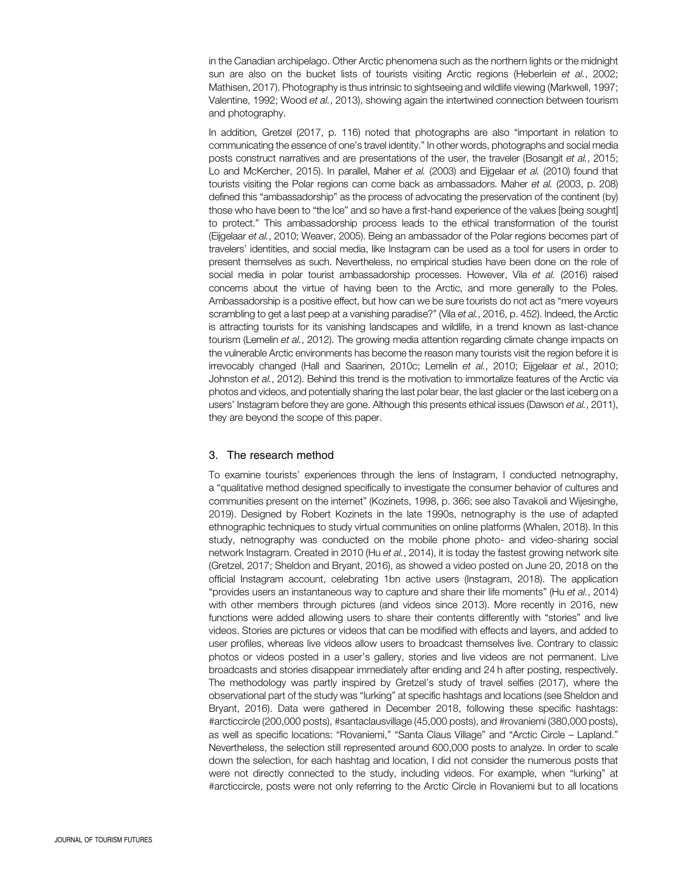in the Canadian archipelago. Other Arctic phenomena such as the northern lights or the midnight sun are also on the bucket lists of tourists visiting Arctic regions (Heberlein *et al.*, 2002; Mathisen, 2017). Photography is thus intrinsic to sightseeing and wildlife viewing (Markwell, 1997; Valentine, 1992; Wood *et al.*, 2013), showing again the intertwined connection between tourism and photography.

In addition, Gretzel (2017, p. 116) noted that photographs are also "important in relation to communicating the essence of one's travel identity." In other words, photographs and social media posts construct narratives and are presentations of the user, the traveler (Bosangit *et al.*, 2015; Lo and McKercher, 2015). In parallel, Maher *et al.* (2003) and Eijgelaar *et al.* (2010) found that tourists visiting the Polar regions can come back as ambassadors. Maher *et al.* (2003, p. 208) defined this "ambassadorship" as the process of advocating the preservation of the continent (by) those who have been to "the Ice" and so have a first-hand experience of the values [being sought] to protect." This ambassadorship process leads to the ethical transformation of the tourist (Eijgelaar *et al.*, 2010; Weaver, 2005). Being an ambassador of the Polar regions becomes part of travelers' identities, and social media, like Instagram can be used as a tool for users in order to present themselves as such. Nevertheless, no empirical studies have been done on the role of social media in polar tourist ambassadorship processes. However, Vila *et al.* (2016) raised concerns about the virtue of having been to the Arctic, and more generally to the Poles. Ambassadorship is a positive effect, but how can we be sure tourists do not act as "mere voyeurs scrambling to get a last peep at a vanishing paradise?" (Vila *et al.*, 2016, p. 452). Indeed, the Arctic is attracting tourists for its vanishing landscapes and wildlife, in a trend known as last-chance tourism (Lemelin *et al.*, 2012). The growing media attention regarding climate change impacts on the vulnerable Arctic environments has become the reason many tourists visit the region before it is irrevocably changed (Hall and Saarinen, 2010c; Lemelin *et al.*, 2010; Eijgelaar *et al.*, 2010; Johnston *et al.*, 2012). Behind this trend is the motivation to immortalize features of the Arctic via photos and videos, and potentially sharing the last polar bear, the last glacier or the last iceberg on a users' Instagram before they are gone. Although this presents ethical issues (Dawson *et al.*, 2011), they are beyond the scope of this paper.

## 3. The research method

To examine tourists' experiences through the lens of Instagram, I conducted netnography, a "qualitative method designed specifically to investigate the consumer behavior of cultures and communities present on the internet" (Kozinets, 1998, p. 366; see also Tavakoli and Wijesinghe, 2019). Designed by Robert Kozinets in the late 1990s, netnography is the use of adapted ethnographic techniques to study virtual communities on online platforms (Whalen, 2018). In this study, netnography was conducted on the mobile phone photo- and video-sharing social network Instagram. Created in 2010 (Hu *et al.*, 2014), it is today the fastest growing network site (Gretzel, 2017; Sheldon and Bryant, 2016), as showed a video posted on June 20, 2018 on the official Instagram account, celebrating 1bn active users (Instagram, 2018). The application "provides users an instantaneous way to capture and share their life moments" (Hu *et al.*, 2014) with other members through pictures (and videos since 2013). More recently in 2016, new functions were added allowing users to share their contents differently with "stories" and live videos. Stories are pictures or videos that can be modified with effects and layers, and added to user profiles, whereas live videos allow users to broadcast themselves live. Contrary to classic photos or videos posted in a user's gallery, stories and live videos are not permanent. Live broadcasts and stories disappear immediately after ending and 24 h after posting, respectively. The methodology was partly inspired by Gretzel's study of travel selfies (2017), where the observational part of the study was "lurking" at specific hashtags and locations (see Sheldon and Bryant, 2016). Data were gathered in December 2018, following these specific hashtags: #arcticcircle (200,000 posts), #santaclausvillage (45,000 posts), and #rovaniemi (380,000 posts), as well as specific locations: "Rovaniemi," "Santa Claus Village" and "Arctic Circle – Lapland." Nevertheless, the selection still represented around 600,000 posts to analyze. In order to scale down the selection, for each hashtag and location, I did not consider the numerous posts that were not directly connected to the study, including videos. For example, when "lurking" at #arcticcircle, posts were not only referring to the Arctic Circle in Rovaniemi but to all locations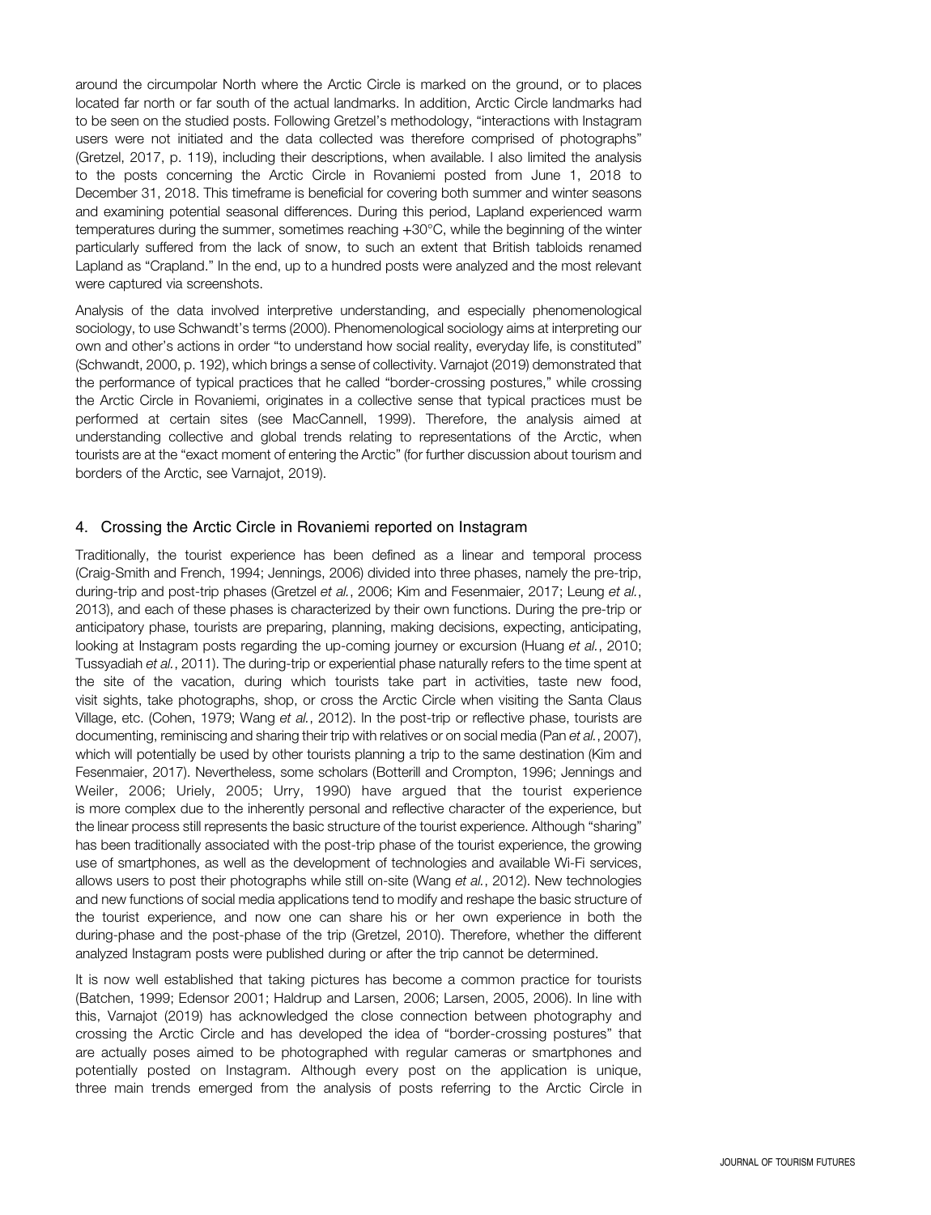around the circumpolar North where the Arctic Circle is marked on the ground, or to places located far north or far south of the actual landmarks. In addition, Arctic Circle landmarks had to be seen on the studied posts. Following Gretzel's methodology, "interactions with Instagram users were not initiated and the data collected was therefore comprised of photographs" (Gretzel, 2017, p. 119), including their descriptions, when available. I also limited the analysis to the posts concerning the Arctic Circle in Rovaniemi posted from June 1, 2018 to December 31, 2018. This timeframe is beneficial for covering both summer and winter seasons and examining potential seasonal differences. During this period, Lapland experienced warm temperatures during the summer, sometimes reaching +30°C, while the beginning of the winter particularly suffered from the lack of snow, to such an extent that British tabloids renamed Lapland as "Crapland." In the end, up to a hundred posts were analyzed and the most relevant were captured via screenshots.

Analysis of the data involved interpretive understanding, and especially phenomenological sociology, to use Schwandt's terms (2000). Phenomenological sociology aims at interpreting our own and other's actions in order "to understand how social reality, everyday life, is constituted" (Schwandt, 2000, p. 192), which brings a sense of collectivity. Varnajot (2019) demonstrated that the performance of typical practices that he called "border-crossing postures," while crossing the Arctic Circle in Rovaniemi, originates in a collective sense that typical practices must be performed at certain sites (see MacCannell, 1999). Therefore, the analysis aimed at understanding collective and global trends relating to representations of the Arctic, when tourists are at the "exact moment of entering the Arctic" (for further discussion about tourism and borders of the Arctic, see Varnajot, 2019).

## 4. Crossing the Arctic Circle in Rovaniemi reported on Instagram

Traditionally, the tourist experience has been defined as a linear and temporal process (Craig-Smith and French, 1994; Jennings, 2006) divided into three phases, namely the pre-trip, during-trip and post-trip phases (Gretzel *et al.*, 2006; Kim and Fesenmaier, 2017; Leung *et al.*, 2013), and each of these phases is characterized by their own functions. During the pre-trip or anticipatory phase, tourists are preparing, planning, making decisions, expecting, anticipating, looking at Instagram posts regarding the up-coming journey or excursion (Huang *et al.*, 2010; Tussyadiah *et al.*, 2011). The during-trip or experiential phase naturally refers to the time spent at the site of the vacation, during which tourists take part in activities, taste new food, visit sights, take photographs, shop, or cross the Arctic Circle when visiting the Santa Claus Village, etc. (Cohen, 1979; Wang *et al.*, 2012). In the post-trip or reflective phase, tourists are documenting, reminiscing and sharing their trip with relatives or on social media (Pan *et al.*, 2007), which will potentially be used by other tourists planning a trip to the same destination (Kim and Fesenmaier, 2017). Nevertheless, some scholars (Botterill and Crompton, 1996; Jennings and Weiler, 2006; Uriely, 2005; Urry, 1990) have argued that the tourist experience is more complex due to the inherently personal and reflective character of the experience, but the linear process still represents the basic structure of the tourist experience. Although "sharing" has been traditionally associated with the post-trip phase of the tourist experience, the growing use of smartphones, as well as the development of technologies and available Wi-Fi services, allows users to post their photographs while still on-site (Wang *et al.*, 2012). New technologies and new functions of social media applications tend to modify and reshape the basic structure of the tourist experience, and now one can share his or her own experience in both the during-phase and the post-phase of the trip (Gretzel, 2010). Therefore, whether the different analyzed Instagram posts were published during or after the trip cannot be determined.

It is now well established that taking pictures has become a common practice for tourists (Batchen, 1999; Edensor 2001; Haldrup and Larsen, 2006; Larsen, 2005, 2006). In line with this, Varnajot (2019) has acknowledged the close connection between photography and crossing the Arctic Circle and has developed the idea of "border-crossing postures" that are actually poses aimed to be photographed with regular cameras or smartphones and potentially posted on Instagram. Although every post on the application is unique, three main trends emerged from the analysis of posts referring to the Arctic Circle in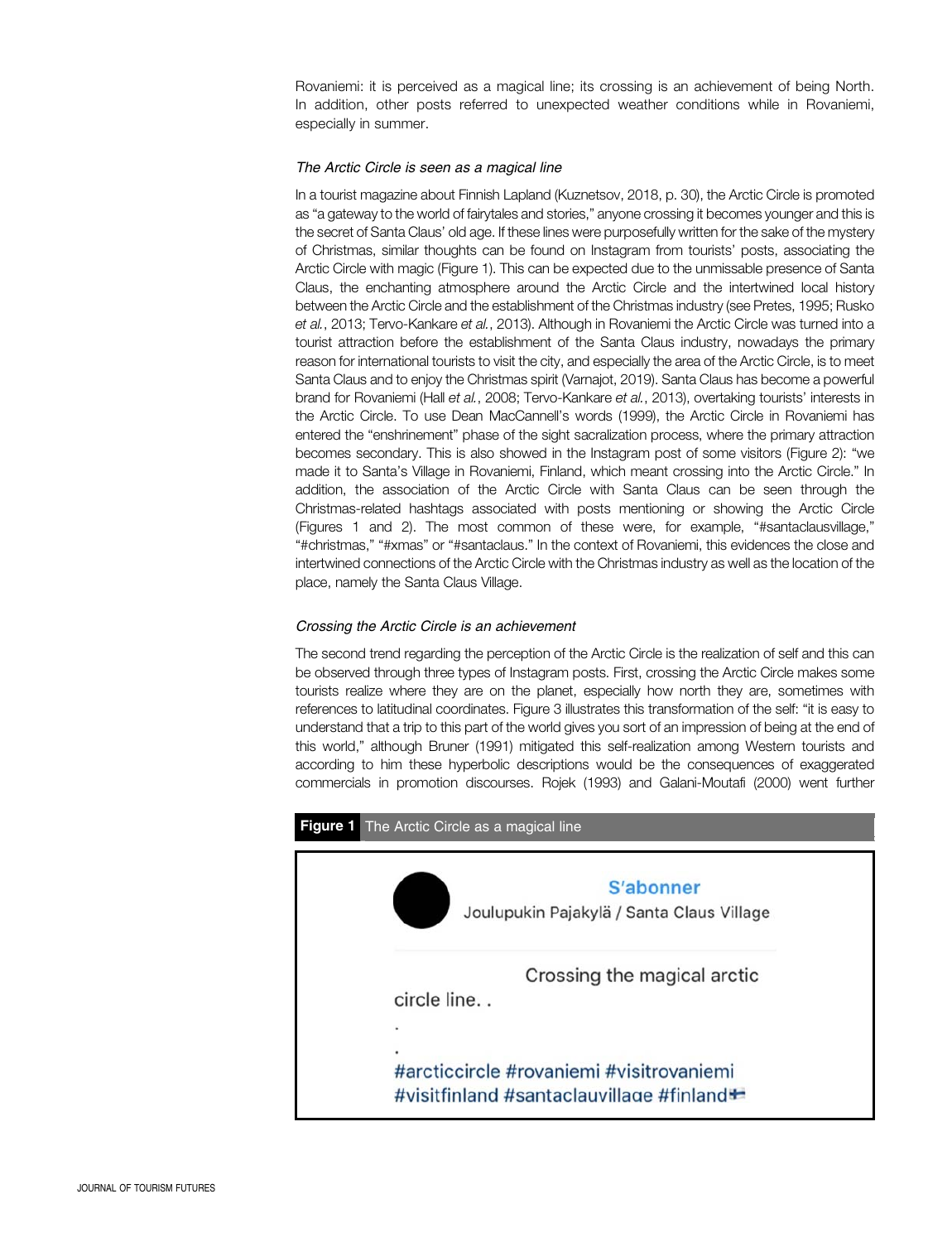Rovaniemi: it is perceived as a magical line; its crossing is an achievement of being North. In addition, other posts referred to unexpected weather conditions while in Rovaniemi, especially in summer.

### *The Arctic Circle is seen as a magical line*

In a tourist magazine about Finnish Lapland (Kuznetsov, 2018, p. 30), the Arctic Circle is promoted as "a gateway to the world of fairytales and stories," anyone crossing it becomes younger and this is the secret of Santa Claus' old age. If these lines were purposefully written for the sake of the mystery of Christmas, similar thoughts can be found on Instagram from tourists' posts, associating the Arctic Circle with magic (Figure 1). This can be expected due to the unmissable presence of Santa Claus, the enchanting atmosphere around the Arctic Circle and the intertwined local history between the Arctic Circle and the establishment of the Christmas industry (see Pretes, 1995; Rusko *et al.*, 2013; Tervo-Kankare *et al.*, 2013). Although in Rovaniemi the Arctic Circle was turned into a tourist attraction before the establishment of the Santa Claus industry, nowadays the primary reason for international tourists to visit the city, and especially the area of the Arctic Circle, is to meet Santa Claus and to enjoy the Christmas spirit (Varnajot, 2019). Santa Claus has become a powerful brand for Rovaniemi (Hall *et al.*, 2008; Tervo-Kankare *et al.*, 2013), overtaking tourists' interests in the Arctic Circle. To use Dean MacCannell's words (1999), the Arctic Circle in Rovaniemi has entered the "enshrinement" phase of the sight sacralization process, where the primary attraction becomes secondary. This is also showed in the Instagram post of some visitors (Figure 2): "we made it to Santa's Village in Rovaniemi, Finland, which meant crossing into the Arctic Circle." In addition, the association of the Arctic Circle with Santa Claus can be seen through the Christmas-related hashtags associated with posts mentioning or showing the Arctic Circle (Figures 1 and 2). The most common of these were, for example, "#santaclausvillage," "#christmas," "#xmas" or "#santaclaus." In the context of Rovaniemi, this evidences the close and intertwined connections of the Arctic Circle with the Christmas industry as well as the location of the place, namely the Santa Claus Village.

### *Crossing the Arctic Circle is an achievement*

The second trend regarding the perception of the Arctic Circle is the realization of self and this can be observed through three types of Instagram posts. First, crossing the Arctic Circle makes some tourists realize where they are on the planet, especially how north they are, sometimes with references to latitudinal coordinates. Figure 3 illustrates this transformation of the self: "it is easy to understand that a trip to this part of the world gives you sort of an impression of being at the end of this world," although Bruner (1991) mitigated this self-realization among Western tourists and according to him these hyperbolic descriptions would be the consequences of exaggerated commercials in promotion discourses. Rojek (1993) and Galani-Moutafi (2000) went further

**Figure 1** The Arctic Circle as a magical line

S'abonner
Joulupukin Pajakylä / Santa Claus Village

Crossing the magical arctic circle line. .
.
.
#arcticcircle #rovaniemi #visitrovaniemi #visitfinland #santaclauvillage #finland🇫🇮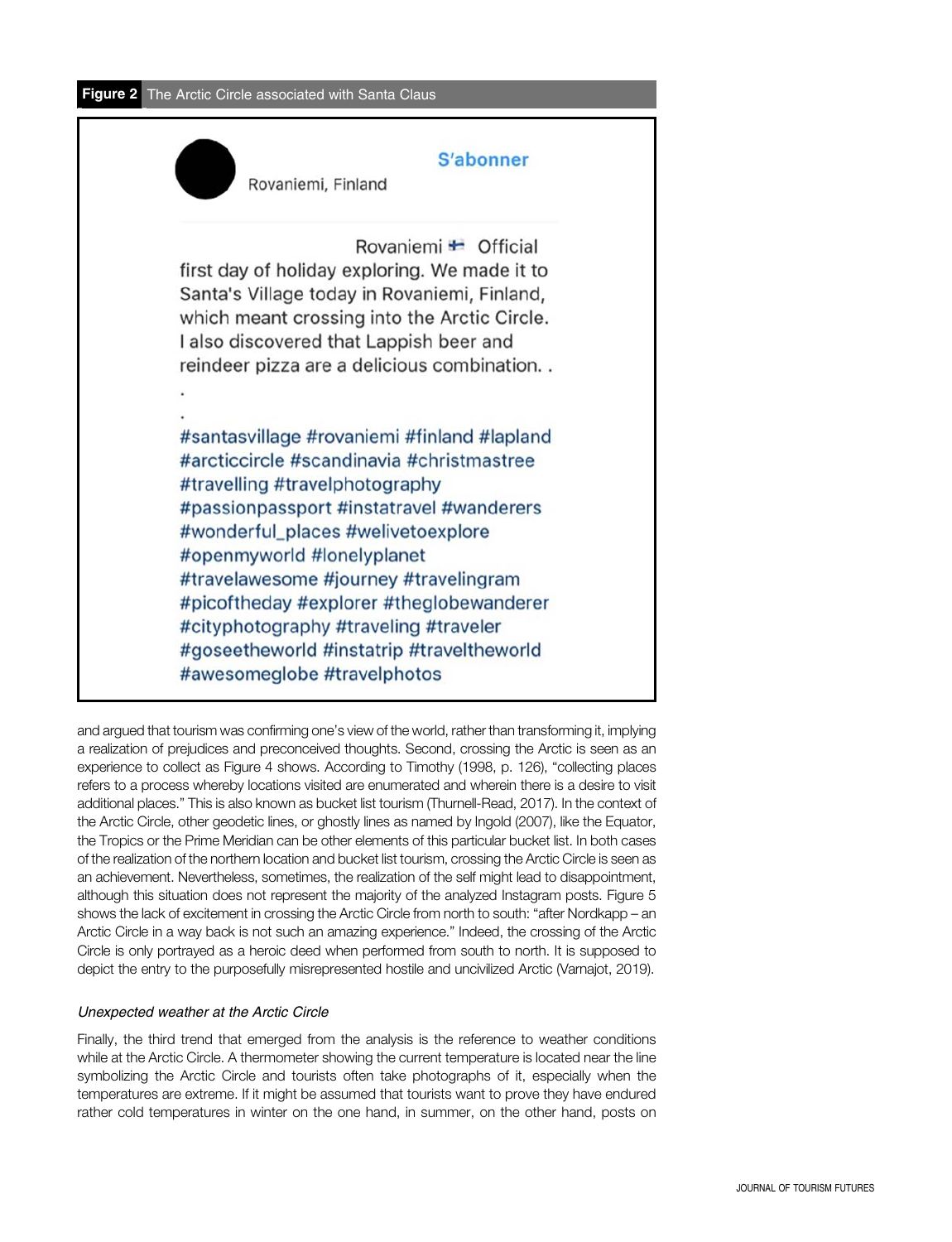**Figure 2** The Arctic Circle associated with Santa Claus

Rovaniemi, Finland

S'abonner

Rovaniemi 🇫🇮 Official
first day of holiday exploring. We made it to Santa's Village today in Rovaniemi, Finland, which meant crossing into the Arctic Circle. I also discovered that Lappish beer and reindeer pizza are a delicious combination. .
.
.
#santasvillage #rovaniemi #finland #lapland #arcticcircle #scandinavia #christmastree #travelling #travelphotography #passionpassport #instatravel #wanderers #wonderful_places #welivetoexplore #openmyworld #lonelyplanet #travelawesome #journey #travelingram #picoftheday #explorer #theglobewanderer #cityphotography #traveling #traveler #goseetheworld #instatrip #traveltheworld #awesomeglobe #travelphotos

and argued that tourism was confirming one's view of the world, rather than transforming it, implying a realization of prejudices and preconceived thoughts. Second, crossing the Arctic is seen as an experience to collect as Figure 4 shows. According to Timothy (1998, p. 126), "collecting places refers to a process whereby locations visited are enumerated and wherein there is a desire to visit additional places." This is also known as bucket list tourism (Thurnell-Read, 2017). In the context of the Arctic Circle, other geodetic lines, or ghostly lines as named by Ingold (2007), like the Equator, the Tropics or the Prime Meridian can be other elements of this particular bucket list. In both cases of the realization of the northern location and bucket list tourism, crossing the Arctic Circle is seen as an achievement. Nevertheless, sometimes, the realization of the self might lead to disappointment, although this situation does not represent the majority of the analyzed Instagram posts. Figure 5 shows the lack of excitement in crossing the Arctic Circle from north to south: "after Nordkapp – an Arctic Circle in a way back is not such an amazing experience." Indeed, the crossing of the Arctic Circle is only portrayed as a heroic deed when performed from south to north. It is supposed to depict the entry to the purposefully misrepresented hostile and uncivilized Arctic (Varnajot, 2019).

### *Unexpected weather at the Arctic Circle*

Finally, the third trend that emerged from the analysis is the reference to weather conditions while at the Arctic Circle. A thermometer showing the current temperature is located near the line symbolizing the Arctic Circle and tourists often take photographs of it, especially when the temperatures are extreme. If it might be assumed that tourists want to prove they have endured rather cold temperatures in winter on the one hand, in summer, on the other hand, posts on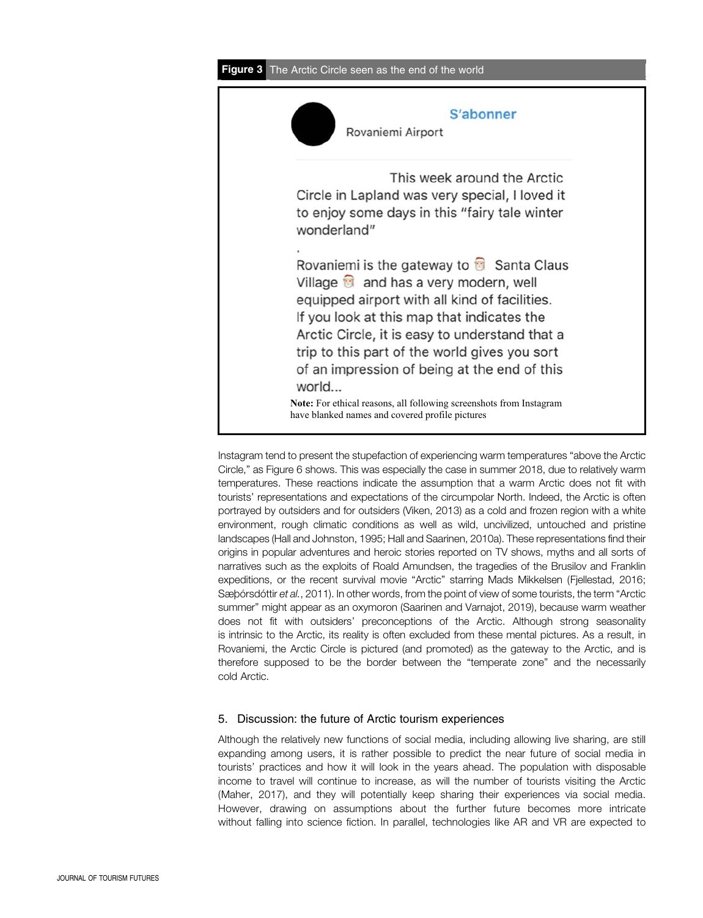**Figure 3** The Arctic Circle seen as the end of the world

S'abonner

Rovaniemi Airport

This week around the Arctic Circle in Lapland was very special, I loved it to enjoy some days in this "fairy tale winter wonderland"

.

Rovaniemi is the gateway to 🎅 Santa Claus Village 🎅 and has a very modern, well equipped airport with all kind of facilities. If you look at this map that indicates the Arctic Circle, it is easy to understand that a trip to this part of the world gives you sort of an impression of being at the end of this world...

**Note:** For ethical reasons, all following screenshots from Instagram have blanked names and covered profile pictures

Instagram tend to present the stupefaction of experiencing warm temperatures "above the Arctic Circle," as Figure 6 shows. This was especially the case in summer 2018, due to relatively warm temperatures. These reactions indicate the assumption that a warm Arctic does not fit with tourists' representations and expectations of the circumpolar North. Indeed, the Arctic is often portrayed by outsiders and for outsiders (Viken, 2013) as a cold and frozen region with a white environment, rough climatic conditions as well as wild, uncivilized, untouched and pristine landscapes (Hall and Johnston, 1995; Hall and Saarinen, 2010a). These representations find their origins in popular adventures and heroic stories reported on TV shows, myths and all sorts of narratives such as the exploits of Roald Amundsen, the tragedies of the Brusilov and Franklin expeditions, or the recent survival movie "Arctic" starring Mads Mikkelsen (Fjellestad, 2016; Sæþórsdóttir *et al.*, 2011). In other words, from the point of view of some tourists, the term "Arctic summer" might appear as an oxymoron (Saarinen and Varnajot, 2019), because warm weather does not fit with outsiders' preconceptions of the Arctic. Although strong seasonality is intrinsic to the Arctic, its reality is often excluded from these mental pictures. As a result, in Rovaniemi, the Arctic Circle is pictured (and promoted) as the gateway to the Arctic, and is therefore supposed to be the border between the "temperate zone" and the necessarily cold Arctic.

## 5. Discussion: the future of Arctic tourism experiences

Although the relatively new functions of social media, including allowing live sharing, are still expanding among users, it is rather possible to predict the near future of social media in tourists' practices and how it will look in the years ahead. The population with disposable income to travel will continue to increase, as will the number of tourists visiting the Arctic (Maher, 2017), and they will potentially keep sharing their experiences via social media. However, drawing on assumptions about the further future becomes more intricate without falling into science fiction. In parallel, technologies like AR and VR are expected to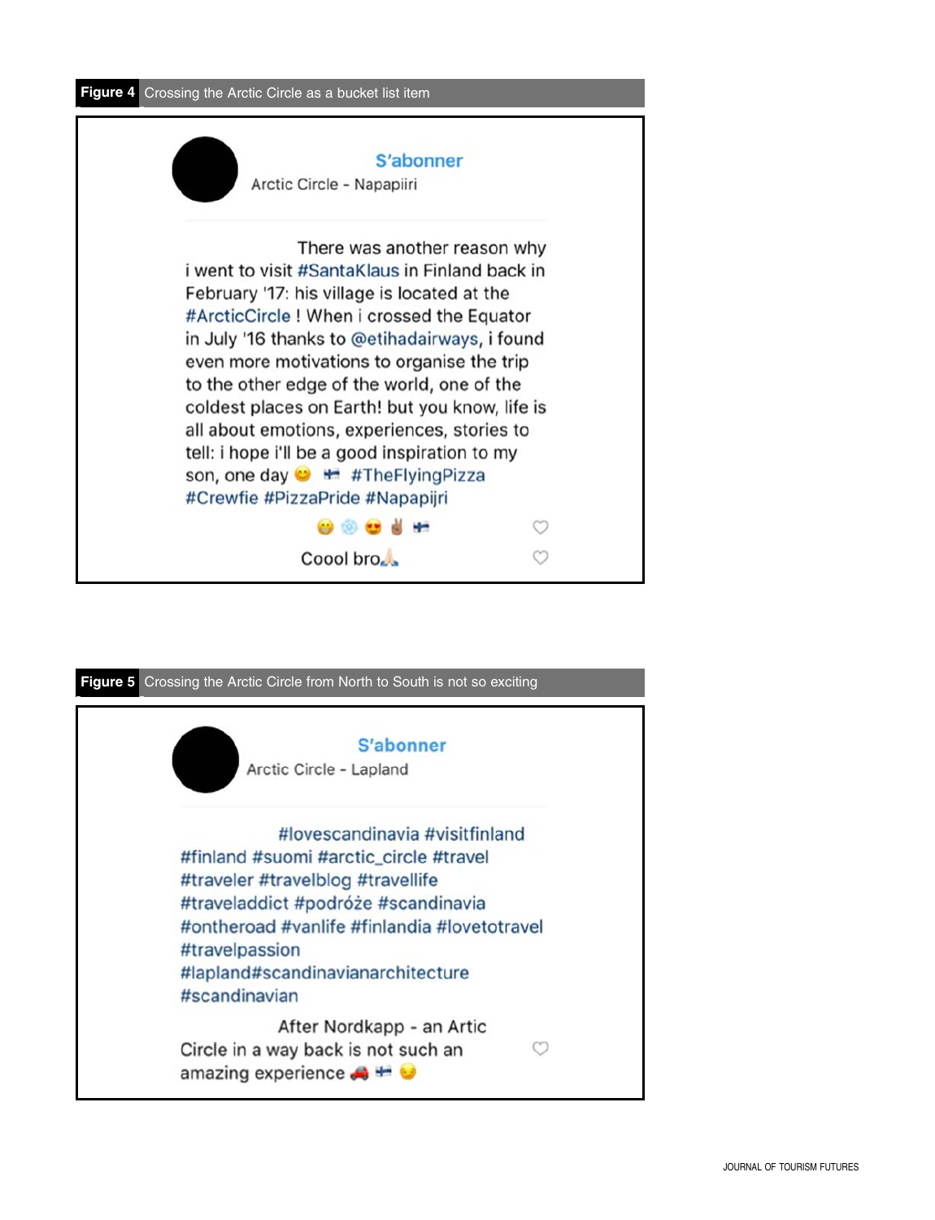**Figure 4** Crossing the Arctic Circle as a bucket list item

S'abonner

Arctic Circle - Napapiiri

There was another reason why i went to visit #SantaKlaus in Finland back in February '17: his village is located at the #ArcticCircle ! When i crossed the Equator in July '16 thanks to @etihadairways, i found even more motivations to organise the trip to the other edge of the world, one of the coldest places on Earth! but you know, life is all about emotions, experiences, stories to tell: i hope i'll be a good inspiration to my son, one day 😊 🇫🇮 #TheFlyingPizza #Crewfie #PizzaPride #Napapijri

😁 ❄️ 😍 ✌🏾 🇫🇮

Coool bro🙏🏻

**Figure 5** Crossing the Arctic Circle from North to South is not so exciting

S'abonner

Arctic Circle - Lapland

#lovescandinavia #visitfinland #finland #suomi #arctic_circle #travel #traveler #travelblog #travellife #traveladdict #podróże #scandinavia #ontheroad #vanlife #finlandia #lovetotravel #travelpassion #lapland#scandinavianarchitecture #scandinavian

After Nordkapp - an Artic Circle in a way back is not such an amazing experience 🚗 🇫🇮 😉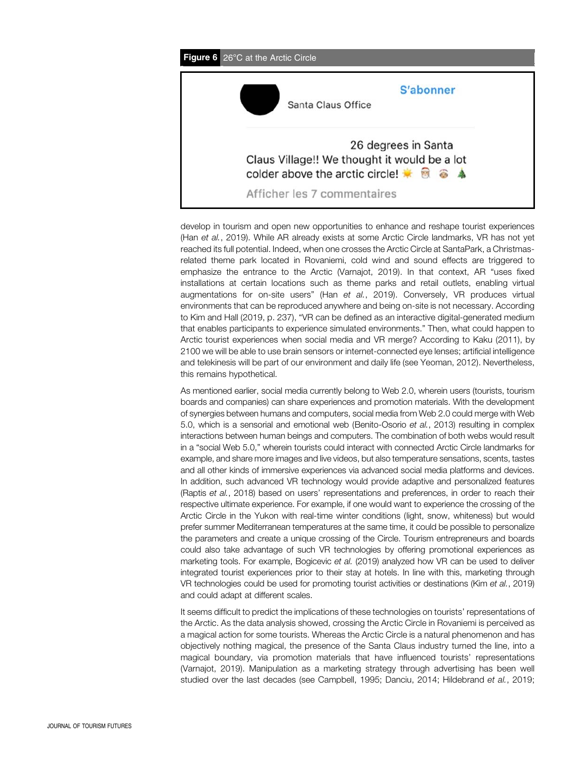**Figure 6** 26°C at the Arctic Circle

Santa Claus Office

S'abonner

26 degrees in Santa Claus Village!! We thought it would be a lot colder above the arctic circle! ☀️ 🎅 🤶 🎄

Afficher les 7 commentaires

develop in tourism and open new opportunities to enhance and reshape tourist experiences (Han *et al.*, 2019). While AR already exists at some Arctic Circle landmarks, VR has not yet reached its full potential. Indeed, when one crosses the Arctic Circle at SantaPark, a Christmas-related theme park located in Rovaniemi, cold wind and sound effects are triggered to emphasize the entrance to the Arctic (Varnajot, 2019). In that context, AR "uses fixed installations at certain locations such as theme parks and retail outlets, enabling virtual augmentations for on-site users" (Han *et al.*, 2019). Conversely, VR produces virtual environments that can be reproduced anywhere and being on-site is not necessary. According to Kim and Hall (2019, p. 237), "VR can be defined as an interactive digital-generated medium that enables participants to experience simulated environments." Then, what could happen to Arctic tourist experiences when social media and VR merge? According to Kaku (2011), by 2100 we will be able to use brain sensors or internet-connected eye lenses; artificial intelligence and telekinesis will be part of our environment and daily life (see Yeoman, 2012). Nevertheless, this remains hypothetical.

As mentioned earlier, social media currently belong to Web 2.0, wherein users (tourists, tourism boards and companies) can share experiences and promotion materials. With the development of synergies between humans and computers, social media from Web 2.0 could merge with Web 5.0, which is a sensorial and emotional web (Benito-Osorio *et al.*, 2013) resulting in complex interactions between human beings and computers. The combination of both webs would result in a "social Web 5.0," wherein tourists could interact with connected Arctic Circle landmarks for example, and share more images and live videos, but also temperature sensations, scents, tastes and all other kinds of immersive experiences via advanced social media platforms and devices. In addition, such advanced VR technology would provide adaptive and personalized features (Raptis *et al.*, 2018) based on users' representations and preferences, in order to reach their respective ultimate experience. For example, if one would want to experience the crossing of the Arctic Circle in the Yukon with real-time winter conditions (light, snow, whiteness) but would prefer summer Mediterranean temperatures at the same time, it could be possible to personalize the parameters and create a unique crossing of the Circle. Tourism entrepreneurs and boards could also take advantage of such VR technologies by offering promotional experiences as marketing tools. For example, Bogicevic *et al.* (2019) analyzed how VR can be used to deliver integrated tourist experiences prior to their stay at hotels. In line with this, marketing through VR technologies could be used for promoting tourist activities or destinations (Kim *et al.*, 2019) and could adapt at different scales.

It seems difficult to predict the implications of these technologies on tourists' representations of the Arctic. As the data analysis showed, crossing the Arctic Circle in Rovaniemi is perceived as a magical action for some tourists. Whereas the Arctic Circle is a natural phenomenon and has objectively nothing magical, the presence of the Santa Claus industry turned the line, into a magical boundary, via promotion materials that have influenced tourists' representations (Varnajot, 2019). Manipulation as a marketing strategy through advertising has been well studied over the last decades (see Campbell, 1995; Danciu, 2014; Hildebrand *et al.*, 2019;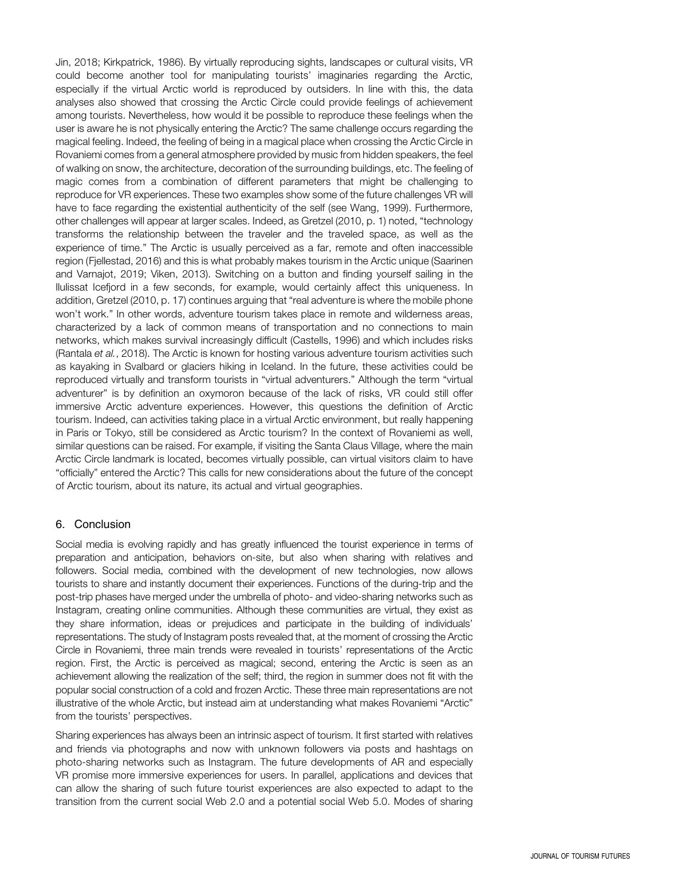Jin, 2018; Kirkpatrick, 1986). By virtually reproducing sights, landscapes or cultural visits, VR could become another tool for manipulating tourists' imaginaries regarding the Arctic, especially if the virtual Arctic world is reproduced by outsiders. In line with this, the data analyses also showed that crossing the Arctic Circle could provide feelings of achievement among tourists. Nevertheless, how would it be possible to reproduce these feelings when the user is aware he is not physically entering the Arctic? The same challenge occurs regarding the magical feeling. Indeed, the feeling of being in a magical place when crossing the Arctic Circle in Rovaniemi comes from a general atmosphere provided by music from hidden speakers, the feel of walking on snow, the architecture, decoration of the surrounding buildings, etc. The feeling of magic comes from a combination of different parameters that might be challenging to reproduce for VR experiences. These two examples show some of the future challenges VR will have to face regarding the existential authenticity of the self (see Wang, 1999). Furthermore, other challenges will appear at larger scales. Indeed, as Gretzel (2010, p. 1) noted, "technology transforms the relationship between the traveler and the traveled space, as well as the experience of time." The Arctic is usually perceived as a far, remote and often inaccessible region (Fjellestad, 2016) and this is what probably makes tourism in the Arctic unique (Saarinen and Varnajot, 2019; Viken, 2013). Switching on a button and finding yourself sailing in the Ilulissat Icefjord in a few seconds, for example, would certainly affect this uniqueness. In addition, Gretzel (2010, p. 17) continues arguing that "real adventure is where the mobile phone won't work." In other words, adventure tourism takes place in remote and wilderness areas, characterized by a lack of common means of transportation and no connections to main networks, which makes survival increasingly difficult (Castells, 1996) and which includes risks (Rantala *et al.*, 2018). The Arctic is known for hosting various adventure tourism activities such as kayaking in Svalbard or glaciers hiking in Iceland. In the future, these activities could be reproduced virtually and transform tourists in "virtual adventurers." Although the term "virtual adventurer" is by definition an oxymoron because of the lack of risks, VR could still offer immersive Arctic adventure experiences. However, this questions the definition of Arctic tourism. Indeed, can activities taking place in a virtual Arctic environment, but really happening in Paris or Tokyo, still be considered as Arctic tourism? In the context of Rovaniemi as well, similar questions can be raised. For example, if visiting the Santa Claus Village, where the main Arctic Circle landmark is located, becomes virtually possible, can virtual visitors claim to have "officially" entered the Arctic? This calls for new considerations about the future of the concept of Arctic tourism, about its nature, its actual and virtual geographies.

## 6. Conclusion

Social media is evolving rapidly and has greatly influenced the tourist experience in terms of preparation and anticipation, behaviors on-site, but also when sharing with relatives and followers. Social media, combined with the development of new technologies, now allows tourists to share and instantly document their experiences. Functions of the during-trip and the post-trip phases have merged under the umbrella of photo- and video-sharing networks such as Instagram, creating online communities. Although these communities are virtual, they exist as they share information, ideas or prejudices and participate in the building of individuals' representations. The study of Instagram posts revealed that, at the moment of crossing the Arctic Circle in Rovaniemi, three main trends were revealed in tourists' representations of the Arctic region. First, the Arctic is perceived as magical; second, entering the Arctic is seen as an achievement allowing the realization of the self; third, the region in summer does not fit with the popular social construction of a cold and frozen Arctic. These three main representations are not illustrative of the whole Arctic, but instead aim at understanding what makes Rovaniemi "Arctic" from the tourists' perspectives.

Sharing experiences has always been an intrinsic aspect of tourism. It first started with relatives and friends via photographs and now with unknown followers via posts and hashtags on photo-sharing networks such as Instagram. The future developments of AR and especially VR promise more immersive experiences for users. In parallel, applications and devices that can allow the sharing of such future tourist experiences are also expected to adapt to the transition from the current social Web 2.0 and a potential social Web 5.0. Modes of sharing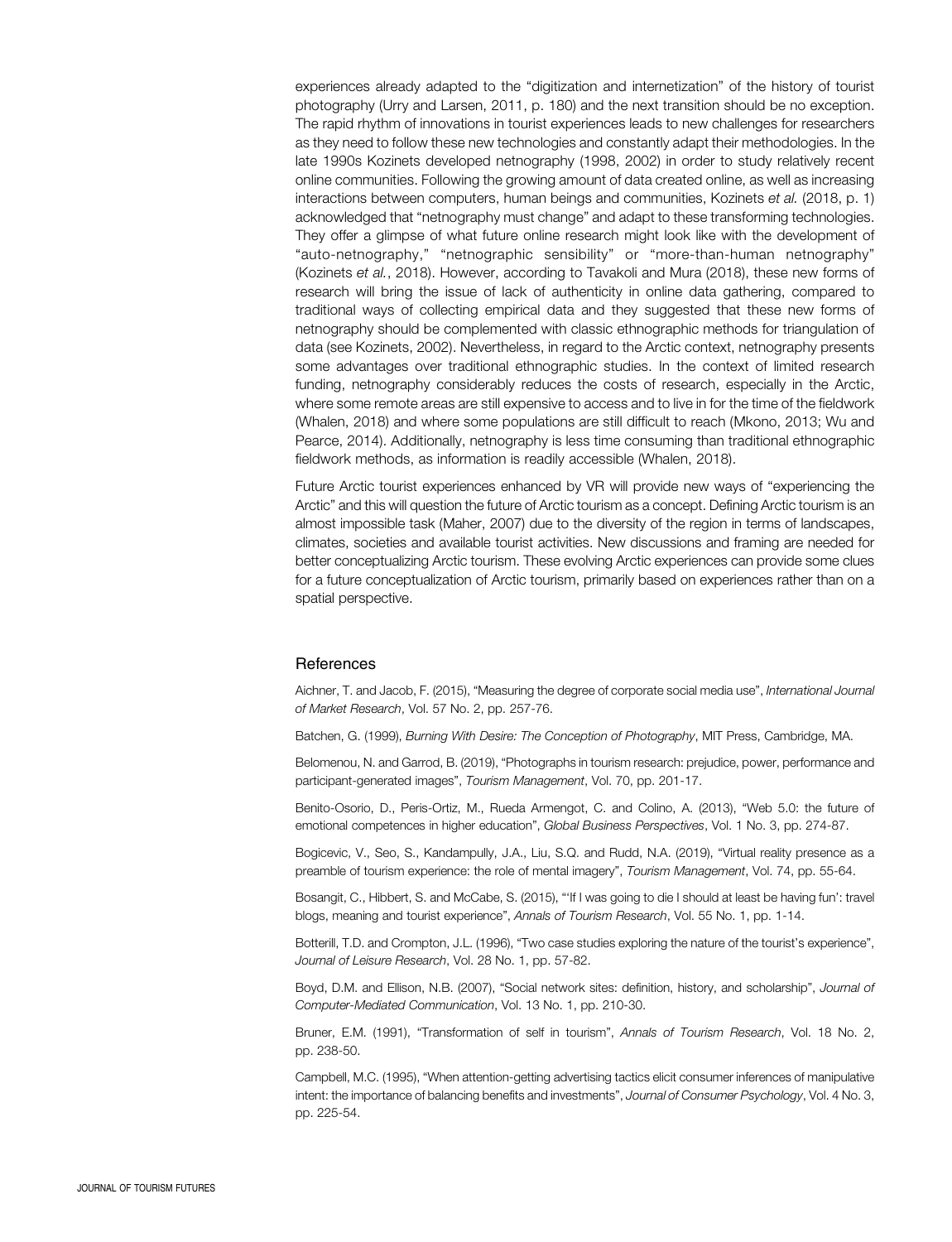experiences already adapted to the "digitization and internetization" of the history of tourist photography (Urry and Larsen, 2011, p. 180) and the next transition should be no exception. The rapid rhythm of innovations in tourist experiences leads to new challenges for researchers as they need to follow these new technologies and constantly adapt their methodologies. In the late 1990s Kozinets developed netnography (1998, 2002) in order to study relatively recent online communities. Following the growing amount of data created online, as well as increasing interactions between computers, human beings and communities, Kozinets *et al.* (2018, p. 1) acknowledged that "netnography must change" and adapt to these transforming technologies. They offer a glimpse of what future online research might look like with the development of "auto-netnography," "netnographic sensibility" or "more-than-human netnography" (Kozinets *et al.*, 2018). However, according to Tavakoli and Mura (2018), these new forms of research will bring the issue of lack of authenticity in online data gathering, compared to traditional ways of collecting empirical data and they suggested that these new forms of netnography should be complemented with classic ethnographic methods for triangulation of data (see Kozinets, 2002). Nevertheless, in regard to the Arctic context, netnography presents some advantages over traditional ethnographic studies. In the context of limited research funding, netnography considerably reduces the costs of research, especially in the Arctic, where some remote areas are still expensive to access and to live in for the time of the fieldwork (Whalen, 2018) and where some populations are still difficult to reach (Mkono, 2013; Wu and Pearce, 2014). Additionally, netnography is less time consuming than traditional ethnographic fieldwork methods, as information is readily accessible (Whalen, 2018).

Future Arctic tourist experiences enhanced by VR will provide new ways of "experiencing the Arctic" and this will question the future of Arctic tourism as a concept. Defining Arctic tourism is an almost impossible task (Maher, 2007) due to the diversity of the region in terms of landscapes, climates, societies and available tourist activities. New discussions and framing are needed for better conceptualizing Arctic tourism. These evolving Arctic experiences can provide some clues for a future conceptualization of Arctic tourism, primarily based on experiences rather than on a spatial perspective.

## References

Aichner, T. and Jacob, F. (2015), "Measuring the degree of corporate social media use", *International Journal of Market Research*, Vol. 57 No. 2, pp. 257-76.

Batchen, G. (1999), *Burning With Desire: The Conception of Photography*, MIT Press, Cambridge, MA.

Belomenou, N. and Garrod, B. (2019), "Photographs in tourism research: prejudice, power, performance and participant-generated images", *Tourism Management*, Vol. 70, pp. 201-17.

Benito-Osorio, D., Peris-Ortiz, M., Rueda Armengot, C. and Colino, A. (2013), "Web 5.0: the future of emotional competences in higher education", *Global Business Perspectives*, Vol. 1 No. 3, pp. 274-87.

Bogicevic, V., Seo, S., Kandampully, J.A., Liu, S.Q. and Rudd, N.A. (2019), "Virtual reality presence as a preamble of tourism experience: the role of mental imagery", *Tourism Management*, Vol. 74, pp. 55-64.

Bosangit, C., Hibbert, S. and McCabe, S. (2015), "'If I was going to die I should at least be having fun': travel blogs, meaning and tourist experience", *Annals of Tourism Research*, Vol. 55 No. 1, pp. 1-14.

Botterill, T.D. and Crompton, J.L. (1996), "Two case studies exploring the nature of the tourist's experience", *Journal of Leisure Research*, Vol. 28 No. 1, pp. 57-82.

Boyd, D.M. and Ellison, N.B. (2007), "Social network sites: definition, history, and scholarship", *Journal of Computer-Mediated Communication*, Vol. 13 No. 1, pp. 210-30.

Bruner, E.M. (1991), "Transformation of self in tourism", *Annals of Tourism Research*, Vol. 18 No. 2, pp. 238-50.

Campbell, M.C. (1995), "When attention-getting advertising tactics elicit consumer inferences of manipulative intent: the importance of balancing benefits and investments", *Journal of Consumer Psychology*, Vol. 4 No. 3, pp. 225-54.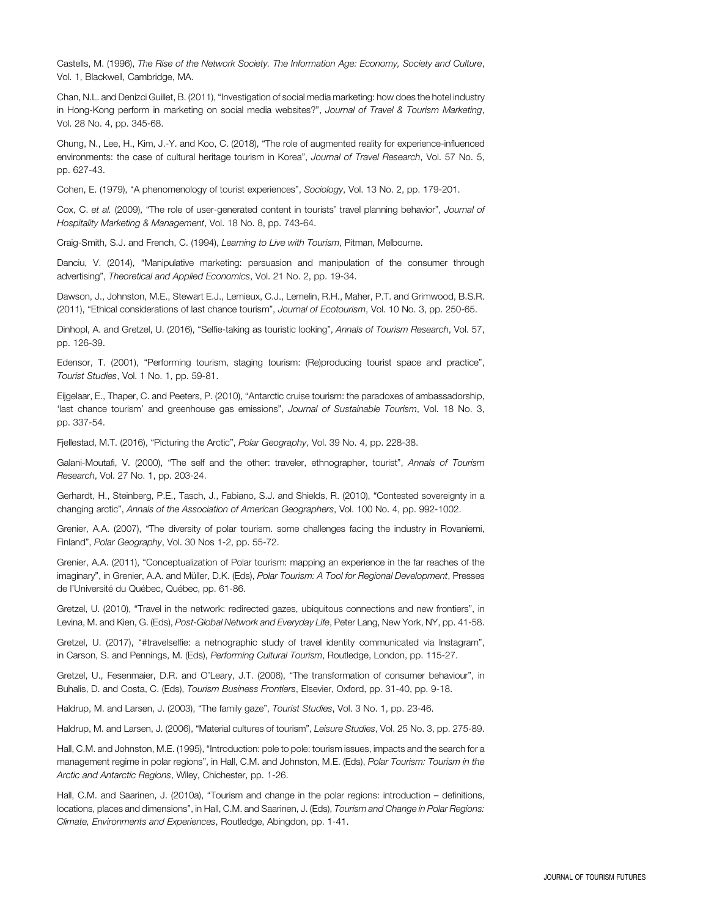Castells, M. (1996), *The Rise of the Network Society. The Information Age: Economy, Society and Culture*, Vol. 1, Blackwell, Cambridge, MA.

Chan, N.L. and Denizci Guillet, B. (2011), "Investigation of social media marketing: how does the hotel industry in Hong-Kong perform in marketing on social media websites?", *Journal of Travel & Tourism Marketing*, Vol. 28 No. 4, pp. 345-68.

Chung, N., Lee, H., Kim, J.-Y. and Koo, C. (2018), "The role of augmented reality for experience-influenced environments: the case of cultural heritage tourism in Korea", *Journal of Travel Research*, Vol. 57 No. 5, pp. 627-43.

Cohen, E. (1979), "A phenomenology of tourist experiences", *Sociology*, Vol. 13 No. 2, pp. 179-201.

Cox, C. *et al.* (2009), "The role of user-generated content in tourists' travel planning behavior", *Journal of Hospitality Marketing & Management*, Vol. 18 No. 8, pp. 743-64.

Craig-Smith, S.J. and French, C. (1994), *Learning to Live with Tourism*, Pitman, Melbourne.

Danciu, V. (2014), "Manipulative marketing: persuasion and manipulation of the consumer through advertising", *Theoretical and Applied Economics*, Vol. 21 No. 2, pp. 19-34.

Dawson, J., Johnston, M.E., Stewart E.J., Lemieux, C.J., Lemelin, R.H., Maher, P.T. and Grimwood, B.S.R. (2011), "Ethical considerations of last chance tourism", *Journal of Ecotourism*, Vol. 10 No. 3, pp. 250-65.

Dinhopl, A. and Gretzel, U. (2016), "Selfie-taking as touristic looking", *Annals of Tourism Research*, Vol. 57, pp. 126-39.

Edensor, T. (2001), "Performing tourism, staging tourism: (Re)producing tourist space and practice", *Tourist Studies*, Vol. 1 No. 1, pp. 59-81.

Eijgelaar, E., Thaper, C. and Peeters, P. (2010), "Antarctic cruise tourism: the paradoxes of ambassadorship, 'last chance tourism' and greenhouse gas emissions", *Journal of Sustainable Tourism*, Vol. 18 No. 3, pp. 337-54.

Fjellestad, M.T. (2016), "Picturing the Arctic", *Polar Geography*, Vol. 39 No. 4, pp. 228-38.

Galani-Moutafi, V. (2000), "The self and the other: traveler, ethnographer, tourist", *Annals of Tourism Research*, Vol. 27 No. 1, pp. 203-24.

Gerhardt, H., Steinberg, P.E., Tasch, J., Fabiano, S.J. and Shields, R. (2010), "Contested sovereignty in a changing arctic", *Annals of the Association of American Geographers*, Vol. 100 No. 4, pp. 992-1002.

Grenier, A.A. (2007), "The diversity of polar tourism. some challenges facing the industry in Rovaniemi, Finland", *Polar Geography*, Vol. 30 Nos 1-2, pp. 55-72.

Grenier, A.A. (2011), "Conceptualization of Polar tourism: mapping an experience in the far reaches of the imaginary", in Grenier, A.A. and Müller, D.K. (Eds), *Polar Tourism: A Tool for Regional Development*, Presses de l'Université du Québec, Québec, pp. 61-86.

Gretzel, U. (2010), "Travel in the network: redirected gazes, ubiquitous connections and new frontiers", in Levina, M. and Kien, G. (Eds), *Post-Global Network and Everyday Life*, Peter Lang, New York, NY, pp. 41-58.

Gretzel, U. (2017), "#travelselfie: a netnographic study of travel identity communicated via Instagram", in Carson, S. and Pennings, M. (Eds), *Performing Cultural Tourism*, Routledge, London, pp. 115-27.

Gretzel, U., Fesenmaier, D.R. and O'Leary, J.T. (2006), "The transformation of consumer behaviour", in Buhalis, D. and Costa, C. (Eds), *Tourism Business Frontiers*, Elsevier, Oxford, pp. 31-40, pp. 9-18.

Haldrup, M. and Larsen, J. (2003), "The family gaze", *Tourist Studies*, Vol. 3 No. 1, pp. 23-46.

Haldrup, M. and Larsen, J. (2006), "Material cultures of tourism", *Leisure Studies*, Vol. 25 No. 3, pp. 275-89.

Hall, C.M. and Johnston, M.E. (1995), "Introduction: pole to pole: tourism issues, impacts and the search for a management regime in polar regions", in Hall, C.M. and Johnston, M.E. (Eds), *Polar Tourism: Tourism in the Arctic and Antarctic Regions*, Wiley, Chichester, pp. 1-26.

Hall, C.M. and Saarinen, J. (2010a), "Tourism and change in the polar regions: introduction – definitions, locations, places and dimensions", in Hall, C.M. and Saarinen, J. (Eds), *Tourism and Change in Polar Regions: Climate, Environments and Experiences*, Routledge, Abingdon, pp. 1-41.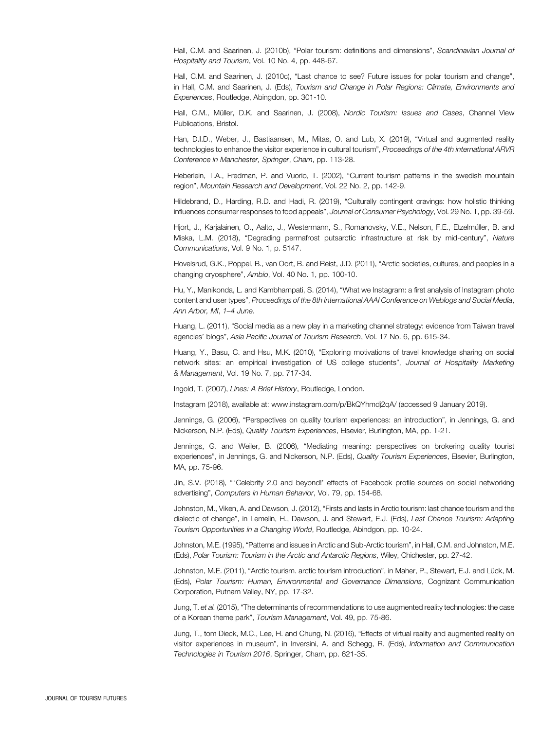Hall, C.M. and Saarinen, J. (2010b), “Polar tourism: definitions and dimensions”, *Scandinavian Journal of Hospitality and Tourism*, Vol. 10 No. 4, pp. 448-67.

Hall, C.M. and Saarinen, J. (2010c), “Last chance to see? Future issues for polar tourism and change”, in Hall, C.M. and Saarinen, J. (Eds), *Tourism and Change in Polar Regions: Climate, Environments and Experiences*, Routledge, Abingdon, pp. 301-10.

Hall, C.M., Müller, D.K. and Saarinen, J. (2008), *Nordic Tourism: Issues and Cases*, Channel View Publications, Bristol.

Han, D.I.D., Weber, J., Bastiaansen, M., Mitas, O. and Lub, X. (2019), “Virtual and augmented reality technologies to enhance the visitor experience in cultural tourism”, *Proceedings of the 4th international ARVR Conference in Manchester, Springer*, *Cham*, pp. 113-28.

Heberlein, T.A., Fredman, P. and Vuorio, T. (2002), “Current tourism patterns in the swedish mountain region”, *Mountain Research and Development*, Vol. 22 No. 2, pp. 142-9.

Hildebrand, D., Harding, R.D. and Hadi, R. (2019), “Culturally contingent cravings: how holistic thinking influences consumer responses to food appeals”, *Journal of Consumer Psychology*, Vol. 29 No. 1, pp. 39-59.

Hjort, J., Karjalainen, O., Aalto, J., Westermann, S., Romanovsky, V.E., Nelson, F.E., Etzelmüller, B. and Miska, L.M. (2018), “Degrading permafrost putsarctic infrastructure at risk by mid-century”, *Nature Communications*, Vol. 9 No. 1, p. 5147.

Hovelsrud, G.K., Poppel, B., van Oort, B. and Reist, J.D. (2011), “Arctic societies, cultures, and peoples in a changing cryosphere”, *Ambio*, Vol. 40 No. 1, pp. 100-10.

Hu, Y., Manikonda, L. and Kambhampati, S. (2014), “What we Instagram: a first analysis of Instagram photo content and user types”, *Proceedings of the 8th International AAAI Conference on Weblogs and Social Media*, *Ann Arbor, MI*, *1–4 June*.

Huang, L. (2011), “Social media as a new play in a marketing channel strategy: evidence from Taiwan travel agencies’ blogs”, *Asia Pacific Journal of Tourism Research*, Vol. 17 No. 6, pp. 615-34.

Huang, Y., Basu, C. and Hsu, M.K. (2010), “Exploring motivations of travel knowledge sharing on social network sites: an empirical investigation of US college students”, *Journal of Hospitality Marketing & Management*, Vol. 19 No. 7, pp. 717-34.

Ingold, T. (2007), *Lines: A Brief History*, Routledge, London.

Instagram (2018), available at: www.instagram.com/p/BkQYhmdj2qA/ (accessed 9 January 2019).

Jennings, G. (2006), “Perspectives on quality tourism experiences: an introduction”, in Jennings, G. and Nickerson, N.P. (Eds), *Quality Tourism Experiences*, Elsevier, Burlington, MA, pp. 1-21.

Jennings, G. and Weiler, B. (2006), “Mediating meaning: perspectives on brokering quality tourist experiences”, in Jennings, G. and Nickerson, N.P. (Eds), *Quality Tourism Experiences*, Elsevier, Burlington, MA, pp. 75-96.

Jin, S.V. (2018), “ ‘Celebrity 2.0 and beyond!’ effects of Facebook profile sources on social networking advertising”, *Computers in Human Behavior*, Vol. 79, pp. 154-68.

Johnston, M., Viken, A. and Dawson, J. (2012), “Firsts and lasts in Arctic tourism: last chance tourism and the dialectic of change”, in Lemelin, H., Dawson, J. and Stewart, E.J. (Eds), *Last Chance Tourism: Adapting Tourism Opportunities in a Changing World*, Routledge, Abindgon, pp. 10-24.

Johnston, M.E. (1995), “Patterns and issues in Arctic and Sub-Arctic tourism”, in Hall, C.M. and Johnston, M.E. (Eds), *Polar Tourism: Tourism in the Arctic and Antarctic Regions*, Wiley, Chichester, pp. 27-42.

Johnston, M.E. (2011), “Arctic tourism. arctic tourism introduction”, in Maher, P., Stewart, E.J. and Lück, M. (Eds), *Polar Tourism: Human, Environmental and Governance Dimensions*, Cognizant Communication Corporation, Putnam Valley, NY, pp. 17-32.

Jung, T. *et al.* (2015), “The determinants of recommendations to use augmented reality technologies: the case of a Korean theme park”, *Tourism Management*, Vol. 49, pp. 75-86.

Jung, T., tom Dieck, M.C., Lee, H. and Chung, N. (2016), “Effects of virtual reality and augmented reality on visitor experiences in museum”, in Inversini, A. and Schegg, R. (Eds), *Information and Communication Technologies in Tourism 2016*, Springer, Cham, pp. 621-35.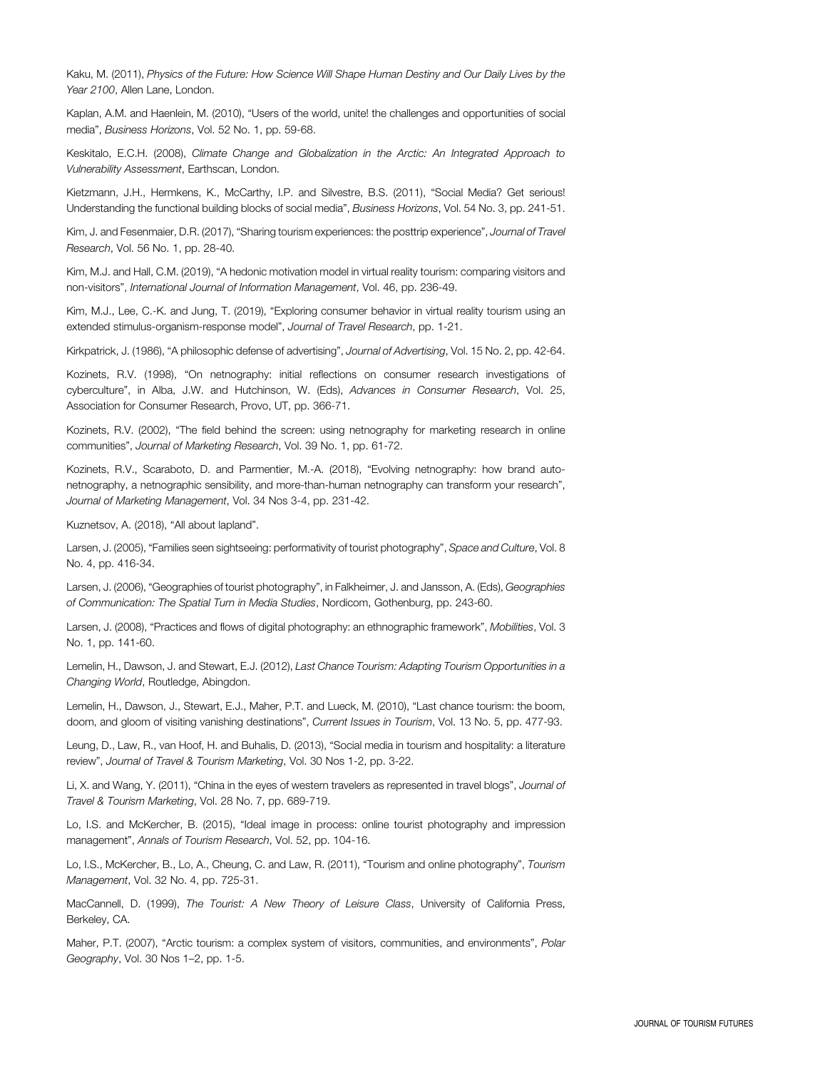Kaku, M. (2011), *Physics of the Future: How Science Will Shape Human Destiny and Our Daily Lives by the Year 2100*, Allen Lane, London.

Kaplan, A.M. and Haenlein, M. (2010), "Users of the world, unite! the challenges and opportunities of social media", *Business Horizons*, Vol. 52 No. 1, pp. 59-68.

Keskitalo, E.C.H. (2008), *Climate Change and Globalization in the Arctic: An Integrated Approach to Vulnerability Assessment*, Earthscan, London.

Kietzmann, J.H., Hermkens, K., McCarthy, I.P. and Silvestre, B.S. (2011), "Social Media? Get serious! Understanding the functional building blocks of social media", *Business Horizons*, Vol. 54 No. 3, pp. 241-51.

Kim, J. and Fesenmaier, D.R. (2017), "Sharing tourism experiences: the posttrip experience", *Journal of Travel Research*, Vol. 56 No. 1, pp. 28-40.

Kim, M.J. and Hall, C.M. (2019), "A hedonic motivation model in virtual reality tourism: comparing visitors and non-visitors", *International Journal of Information Management*, Vol. 46, pp. 236-49.

Kim, M.J., Lee, C.-K. and Jung, T. (2019), "Exploring consumer behavior in virtual reality tourism using an extended stimulus-organism-response model", *Journal of Travel Research*, pp. 1-21.

Kirkpatrick, J. (1986), "A philosophic defense of advertising", *Journal of Advertising*, Vol. 15 No. 2, pp. 42-64.

Kozinets, R.V. (1998), "On netnography: initial reflections on consumer research investigations of cyberculture", in Alba, J.W. and Hutchinson, W. (Eds), *Advances in Consumer Research*, Vol. 25, Association for Consumer Research, Provo, UT, pp. 366-71.

Kozinets, R.V. (2002), "The field behind the screen: using netnography for marketing research in online communities", *Journal of Marketing Research*, Vol. 39 No. 1, pp. 61-72.

Kozinets, R.V., Scaraboto, D. and Parmentier, M.-A. (2018), "Evolving netnography: how brand auto-netnography, a netnographic sensibility, and more-than-human netnography can transform your research", *Journal of Marketing Management*, Vol. 34 Nos 3-4, pp. 231-42.

Kuznetsov, A. (2018), "All about lapland".

Larsen, J. (2005), "Families seen sightseeing: performativity of tourist photography", *Space and Culture*, Vol. 8 No. 4, pp. 416-34.

Larsen, J. (2006), "Geographies of tourist photography", in Falkheimer, J. and Jansson, A. (Eds), *Geographies of Communication: The Spatial Turn in Media Studies*, Nordicom, Gothenburg, pp. 243-60.

Larsen, J. (2008), "Practices and flows of digital photography: an ethnographic framework", *Mobilities*, Vol. 3 No. 1, pp. 141-60.

Lemelin, H., Dawson, J. and Stewart, E.J. (2012), *Last Chance Tourism: Adapting Tourism Opportunities in a Changing World*, Routledge, Abingdon.

Lemelin, H., Dawson, J., Stewart, E.J., Maher, P.T. and Lueck, M. (2010), "Last chance tourism: the boom, doom, and gloom of visiting vanishing destinations", *Current Issues in Tourism*, Vol. 13 No. 5, pp. 477-93.

Leung, D., Law, R., van Hoof, H. and Buhalis, D. (2013), "Social media in tourism and hospitality: a literature review", *Journal of Travel & Tourism Marketing*, Vol. 30 Nos 1-2, pp. 3-22.

Li, X. and Wang, Y. (2011), "China in the eyes of western travelers as represented in travel blogs", *Journal of Travel & Tourism Marketing*, Vol. 28 No. 7, pp. 689-719.

Lo, I.S. and McKercher, B. (2015), "Ideal image in process: online tourist photography and impression management", *Annals of Tourism Research*, Vol. 52, pp. 104-16.

Lo, I.S., McKercher, B., Lo, A., Cheung, C. and Law, R. (2011), "Tourism and online photography", *Tourism Management*, Vol. 32 No. 4, pp. 725-31.

MacCannell, D. (1999), *The Tourist: A New Theory of Leisure Class*, University of California Press, Berkeley, CA.

Maher, P.T. (2007), "Arctic tourism: a complex system of visitors, communities, and environments", *Polar Geography*, Vol. 30 Nos 1–2, pp. 1-5.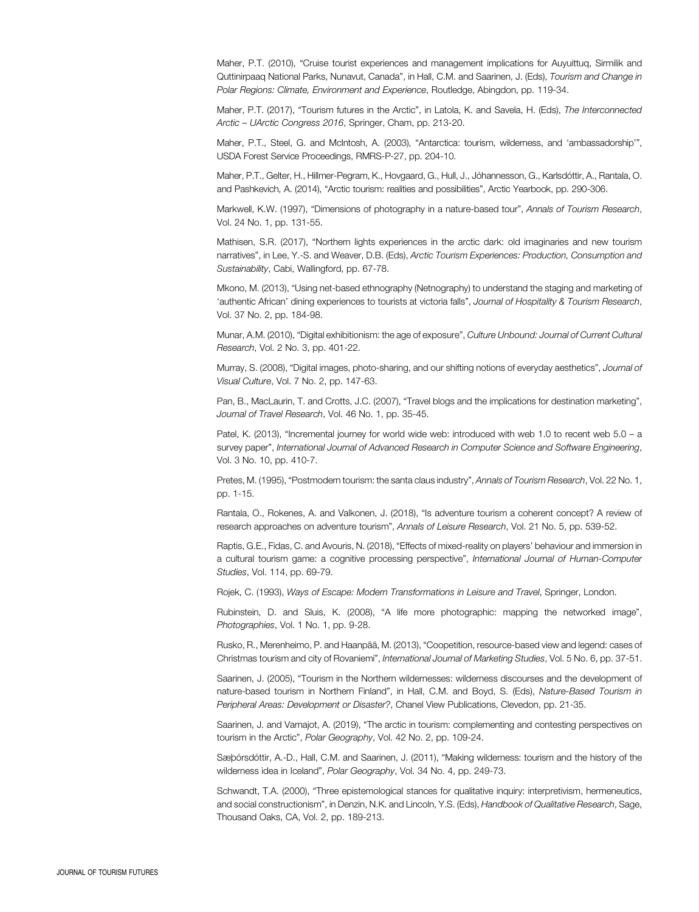Maher, P.T. (2010), “Cruise tourist experiences and management implications for Auyuittuq, Sirmilik and Quttinirpaaq National Parks, Nunavut, Canada”, in Hall, C.M. and Saarinen, J. (Eds), *Tourism and Change in Polar Regions: Climate, Environment and Experience*, Routledge, Abingdon, pp. 119-34.

Maher, P.T. (2017), “Tourism futures in the Arctic”, in Latola, K. and Savela, H. (Eds), *The Interconnected Arctic – UArctic Congress 2016*, Springer, Cham, pp. 213-20.

Maher, P.T., Steel, G. and McIntosh, A. (2003), “Antarctica: tourism, wilderness, and ‘ambassadorship’”, USDA Forest Service Proceedings, RMRS-P-27, pp. 204-10.

Maher, P.T., Gelter, H., Hillmer-Pegram, K., Hovgaard, G., Hull, J., Jóhannesson, G., Karlsdóttir, A., Rantala, O. and Pashkevich, A. (2014), “Arctic tourism: realities and possibilities”, Arctic Yearbook, pp. 290-306.

Markwell, K.W. (1997), “Dimensions of photography in a nature-based tour”, *Annals of Tourism Research*, Vol. 24 No. 1, pp. 131-55.

Mathisen, S.R. (2017), “Northern lights experiences in the arctic dark: old imaginaries and new tourism narratives”, in Lee, Y.-S. and Weaver, D.B. (Eds), *Arctic Tourism Experiences: Production, Consumption and Sustainability*, Cabi, Wallingford, pp. 67-78.

Mkono, M. (2013), “Using net-based ethnography (Netnography) to understand the staging and marketing of ‘authentic African’ dining experiences to tourists at victoria falls”, *Journal of Hospitality & Tourism Research*, Vol. 37 No. 2, pp. 184-98.

Munar, A.M. (2010), “Digital exhibitionism: the age of exposure”, *Culture Unbound: Journal of Current Cultural Research*, Vol. 2 No. 3, pp. 401-22.

Murray, S. (2008), “Digital images, photo-sharing, and our shifting notions of everyday aesthetics”, *Journal of Visual Culture*, Vol. 7 No. 2, pp. 147-63.

Pan, B., MacLaurin, T. and Crotts, J.C. (2007), “Travel blogs and the implications for destination marketing”, *Journal of Travel Research*, Vol. 46 No. 1, pp. 35-45.

Patel, K. (2013), “Incremental journey for world wide web: introduced with web 1.0 to recent web 5.0 – a survey paper”, *International Journal of Advanced Research in Computer Science and Software Engineering*, Vol. 3 No. 10, pp. 410-7.

Pretes, M. (1995), “Postmodern tourism: the santa claus industry”, *Annals of Tourism Research*, Vol. 22 No. 1, pp. 1-15.

Rantala, O., Rokenes, A. and Valkonen, J. (2018), “Is adventure tourism a coherent concept? A review of research approaches on adventure tourism”, *Annals of Leisure Research*, Vol. 21 No. 5, pp. 539-52.

Raptis, G.E., Fidas, C. and Avouris, N. (2018), “Effects of mixed-reality on players’ behaviour and immersion in a cultural tourism game: a cognitive processing perspective”, *International Journal of Human-Computer Studies*, Vol. 114, pp. 69-79.

Rojek, C. (1993), *Ways of Escape: Modern Transformations in Leisure and Travel*, Springer, London.

Rubinstein, D. and Sluis, K. (2008), “A life more photographic: mapping the networked image”, *Photographies*, Vol. 1 No. 1, pp. 9-28.

Rusko, R., Merenheimo, P. and Haanpää, M. (2013), “Coopetition, resource-based view and legend: cases of Christmas tourism and city of Rovaniemi”, *International Journal of Marketing Studies*, Vol. 5 No. 6, pp. 37-51.

Saarinen, J. (2005), “Tourism in the Northern wildernesses: wilderness discourses and the development of nature-based tourism in Northern Finland”, in Hall, C.M. and Boyd, S. (Eds), *Nature-Based Tourism in Peripheral Areas: Development or Disaster?*, Chanel View Publications, Clevedon, pp. 21-35.

Saarinen, J. and Varnajot, A. (2019), “The arctic in tourism: complementing and contesting perspectives on tourism in the Arctic”, *Polar Geography*, Vol. 42 No. 2, pp. 109-24.

Sæþórsdóttir, A.-D., Hall, C.M. and Saarinen, J. (2011), “Making wilderness: tourism and the history of the wilderness idea in Iceland”, *Polar Geography*, Vol. 34 No. 4, pp. 249-73.

Schwandt, T.A. (2000), “Three epistemological stances for qualitative inquiry: interpretivism, hermeneutics, and social constructionism”, in Denzin, N.K. and Lincoln, Y.S. (Eds), *Handbook of Qualitative Research*, Sage, Thousand Oaks, CA, Vol. 2, pp. 189-213.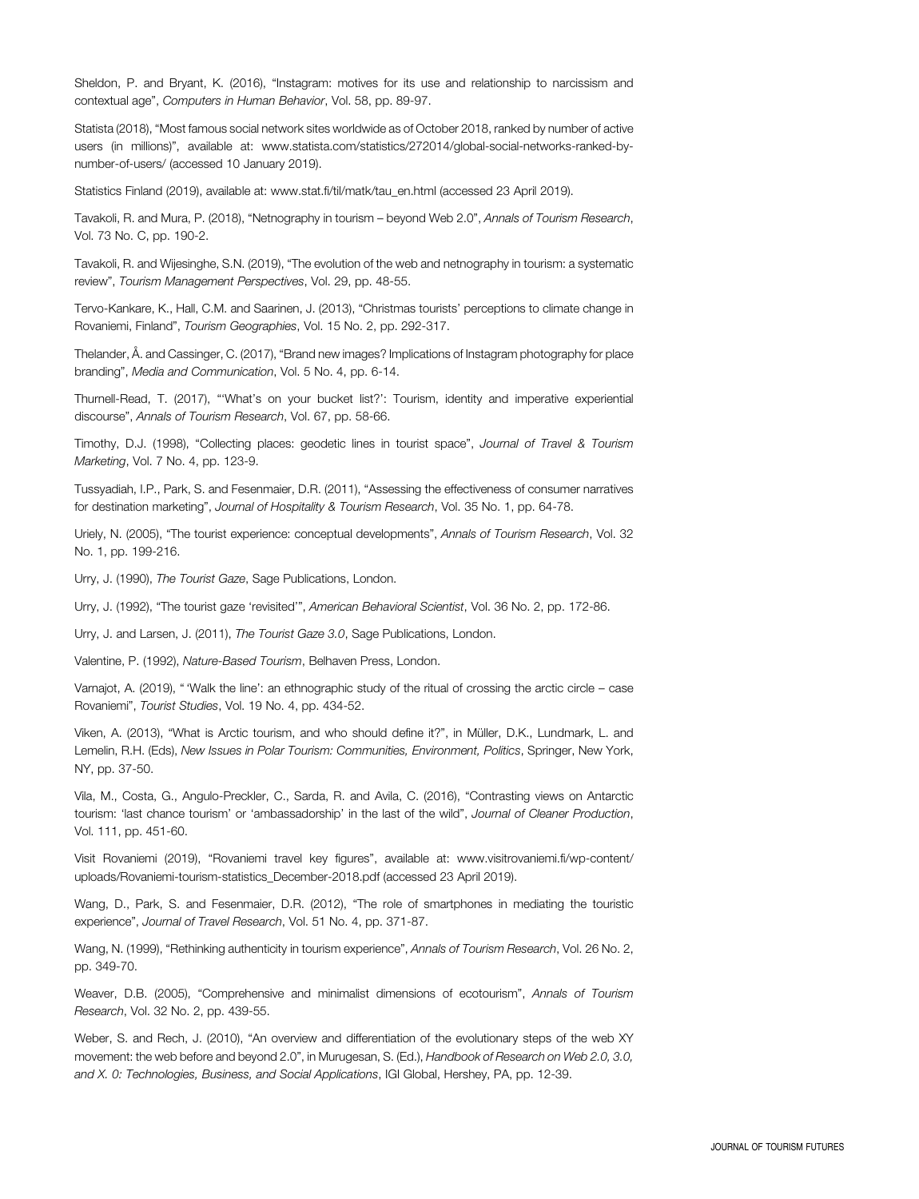Sheldon, P. and Bryant, K. (2016), "Instagram: motives for its use and relationship to narcissism and contextual age", *Computers in Human Behavior*, Vol. 58, pp. 89-97.

Statista (2018), "Most famous social network sites worldwide as of October 2018, ranked by number of active users (in millions)", available at: www.statista.com/statistics/272014/global-social-networks-ranked-by-number-of-users/ (accessed 10 January 2019).

Statistics Finland (2019), available at: www.stat.fi/til/matk/tau_en.html (accessed 23 April 2019).

Tavakoli, R. and Mura, P. (2018), "Netnography in tourism – beyond Web 2.0", *Annals of Tourism Research*, Vol. 73 No. C, pp. 190-2.

Tavakoli, R. and Wijesinghe, S.N. (2019), "The evolution of the web and netnography in tourism: a systematic review", *Tourism Management Perspectives*, Vol. 29, pp. 48-55.

Tervo-Kankare, K., Hall, C.M. and Saarinen, J. (2013), "Christmas tourists' perceptions to climate change in Rovaniemi, Finland", *Tourism Geographies*, Vol. 15 No. 2, pp. 292-317.

Thelander, Å. and Cassinger, C. (2017), "Brand new images? Implications of Instagram photography for place branding", *Media and Communication*, Vol. 5 No. 4, pp. 6-14.

Thurnell-Read, T. (2017), "'What's on your bucket list?': Tourism, identity and imperative experiential discourse", *Annals of Tourism Research*, Vol. 67, pp. 58-66.

Timothy, D.J. (1998), "Collecting places: geodetic lines in tourist space", *Journal of Travel & Tourism Marketing*, Vol. 7 No. 4, pp. 123-9.

Tussyadiah, I.P., Park, S. and Fesenmaier, D.R. (2011), "Assessing the effectiveness of consumer narratives for destination marketing", *Journal of Hospitality & Tourism Research*, Vol. 35 No. 1, pp. 64-78.

Uriely, N. (2005), "The tourist experience: conceptual developments", *Annals of Tourism Research*, Vol. 32 No. 1, pp. 199-216.

Urry, J. (1990), *The Tourist Gaze*, Sage Publications, London.

Urry, J. (1992), "The tourist gaze 'revisited'", *American Behavioral Scientist*, Vol. 36 No. 2, pp. 172-86.

Urry, J. and Larsen, J. (2011), *The Tourist Gaze 3.0*, Sage Publications, London.

Valentine, P. (1992), *Nature-Based Tourism*, Belhaven Press, London.

Varnajot, A. (2019), "'Walk the line': an ethnographic study of the ritual of crossing the arctic circle – case Rovaniemi", *Tourist Studies*, Vol. 19 No. 4, pp. 434-52.

Viken, A. (2013), "What is Arctic tourism, and who should define it?", in Müller, D.K., Lundmark, L. and Lemelin, R.H. (Eds), *New Issues in Polar Tourism: Communities, Environment, Politics*, Springer, New York, NY, pp. 37-50.

Vila, M., Costa, G., Angulo-Preckler, C., Sarda, R. and Avila, C. (2016), "Contrasting views on Antarctic tourism: 'last chance tourism' or 'ambassadorship' in the last of the wild", *Journal of Cleaner Production*, Vol. 111, pp. 451-60.

Visit Rovaniemi (2019), "Rovaniemi travel key figures", available at: www.visitrovaniemi.fi/wp-content/uploads/Rovaniemi-tourism-statistics_December-2018.pdf (accessed 23 April 2019).

Wang, D., Park, S. and Fesenmaier, D.R. (2012), "The role of smartphones in mediating the touristic experience", *Journal of Travel Research*, Vol. 51 No. 4, pp. 371-87.

Wang, N. (1999), "Rethinking authenticity in tourism experience", *Annals of Tourism Research*, Vol. 26 No. 2, pp. 349-70.

Weaver, D.B. (2005), "Comprehensive and minimalist dimensions of ecotourism", *Annals of Tourism Research*, Vol. 32 No. 2, pp. 439-55.

Weber, S. and Rech, J. (2010), "An overview and differentiation of the evolutionary steps of the web XY movement: the web before and beyond 2.0", in Murugesan, S. (Ed.), *Handbook of Research on Web 2.0, 3.0, and X. 0: Technologies, Business, and Social Applications*, IGI Global, Hershey, PA, pp. 12-39.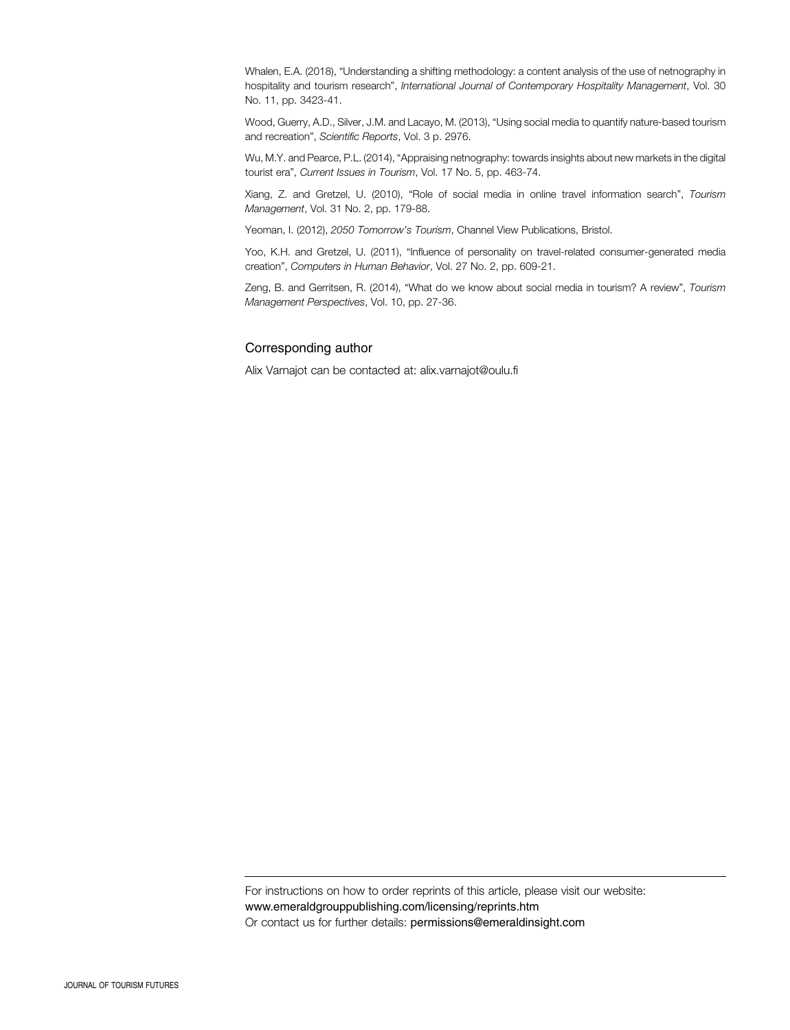Whalen, E.A. (2018), "Understanding a shifting methodology: a content analysis of the use of netnography in hospitality and tourism research", *International Journal of Contemporary Hospitality Management*, Vol. 30 No. 11, pp. 3423-41.

Wood, Guerry, A.D., Silver, J.M. and Lacayo, M. (2013), "Using social media to quantify nature-based tourism and recreation", *Scientific Reports*, Vol. 3 p. 2976.

Wu, M.Y. and Pearce, P.L. (2014), "Appraising netnography: towards insights about new markets in the digital tourist era", *Current Issues in Tourism*, Vol. 17 No. 5, pp. 463-74.

Xiang, Z. and Gretzel, U. (2010), "Role of social media in online travel information search", *Tourism Management*, Vol. 31 No. 2, pp. 179-88.

Yeoman, I. (2012), *2050 Tomorrow's Tourism*, Channel View Publications, Bristol.

Yoo, K.H. and Gretzel, U. (2011), "Influence of personality on travel-related consumer-generated media creation", *Computers in Human Behavior*, Vol. 27 No. 2, pp. 609-21.

Zeng, B. and Gerritsen, R. (2014), "What do we know about social media in tourism? A review", *Tourism Management Perspectives*, Vol. 10, pp. 27-36.

## Corresponding author

Alix Varnajot can be contacted at: alix.varnajot@oulu.fi

---

For instructions on how to order reprints of this article, please visit our website:
www.emeraldgrouppublishing.com/licensing/reprints.htm
Or contact us for further details: permissions@emeraldinsight.com